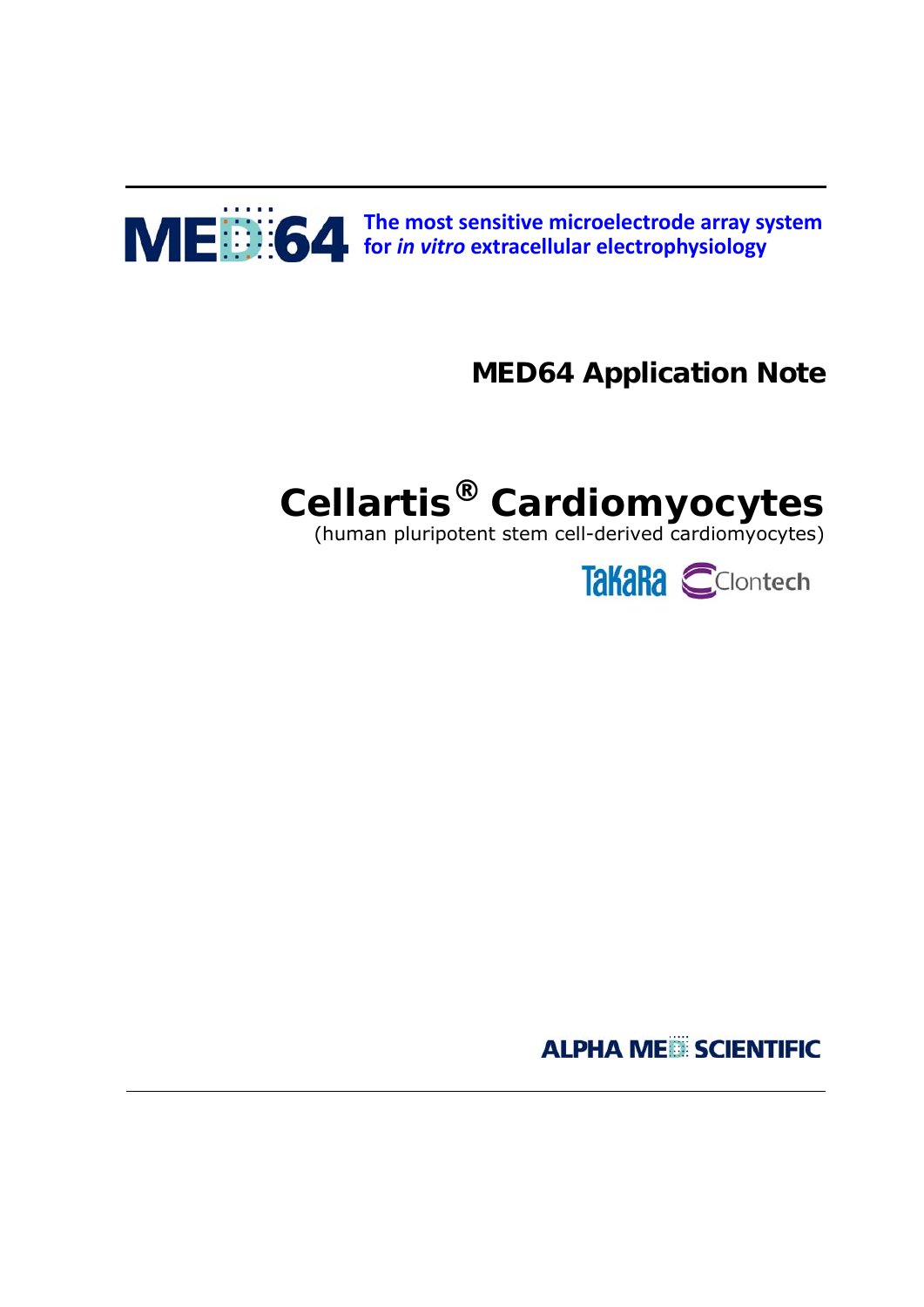MED64

The most sensitive microelectrode array system for *in vitro* extracellular electrophysiology

## MED64 Application Note

# Cellartis® Cardiomyocytes

(human pluripotent stem cell-derived cardiomyocytes)

TaKaRa Clontech

ALPHA MED SCIENTIFIC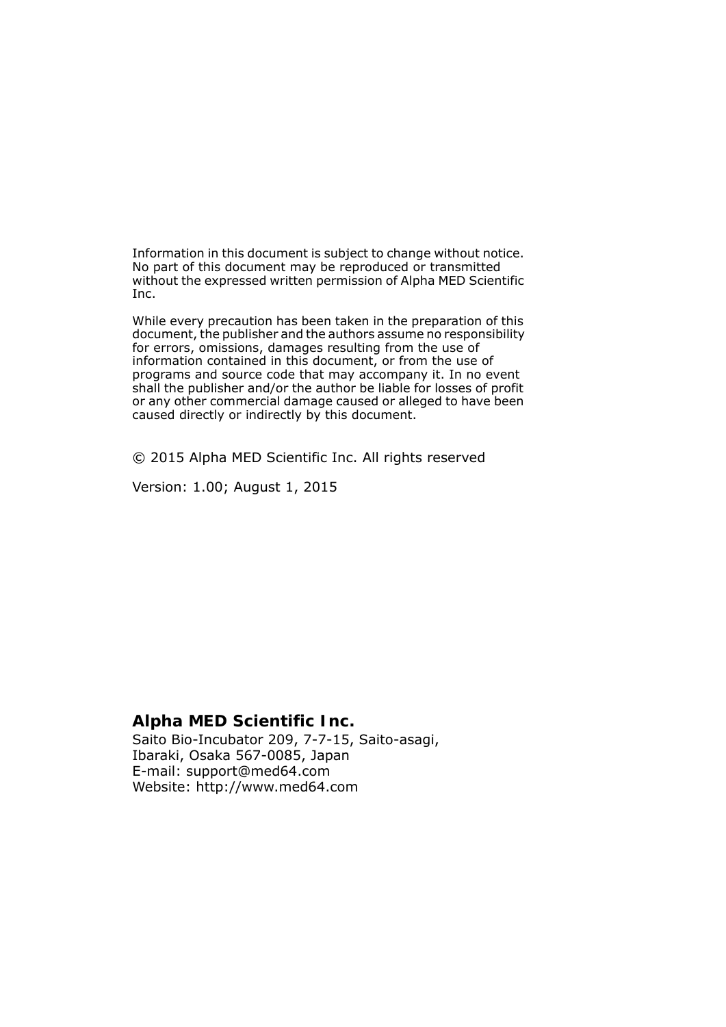Information in this document is subject to change without notice. No part of this document may be reproduced or transmitted without the expressed written permission of Alpha MED Scientific Inc.

While every precaution has been taken in the preparation of this document, the publisher and the authors assume no responsibility for errors, omissions, damages resulting from the use of information contained in this document, or from the use of programs and source code that may accompany it. In no event shall the publisher and/or the author be liable for losses of profit or any other commercial damage caused or alleged to have been caused directly or indirectly by this document.

© 2015 Alpha MED Scientific Inc. All rights reserved

Version: 1.00; August 1, 2015

**Alpha MED Scientific Inc.**
Saito Bio-Incubator 209, 7-7-15, Saito-asagi,
Ibaraki, Osaka 567-0085, Japan
E-mail: support@med64.com
Website: http://www.med64.com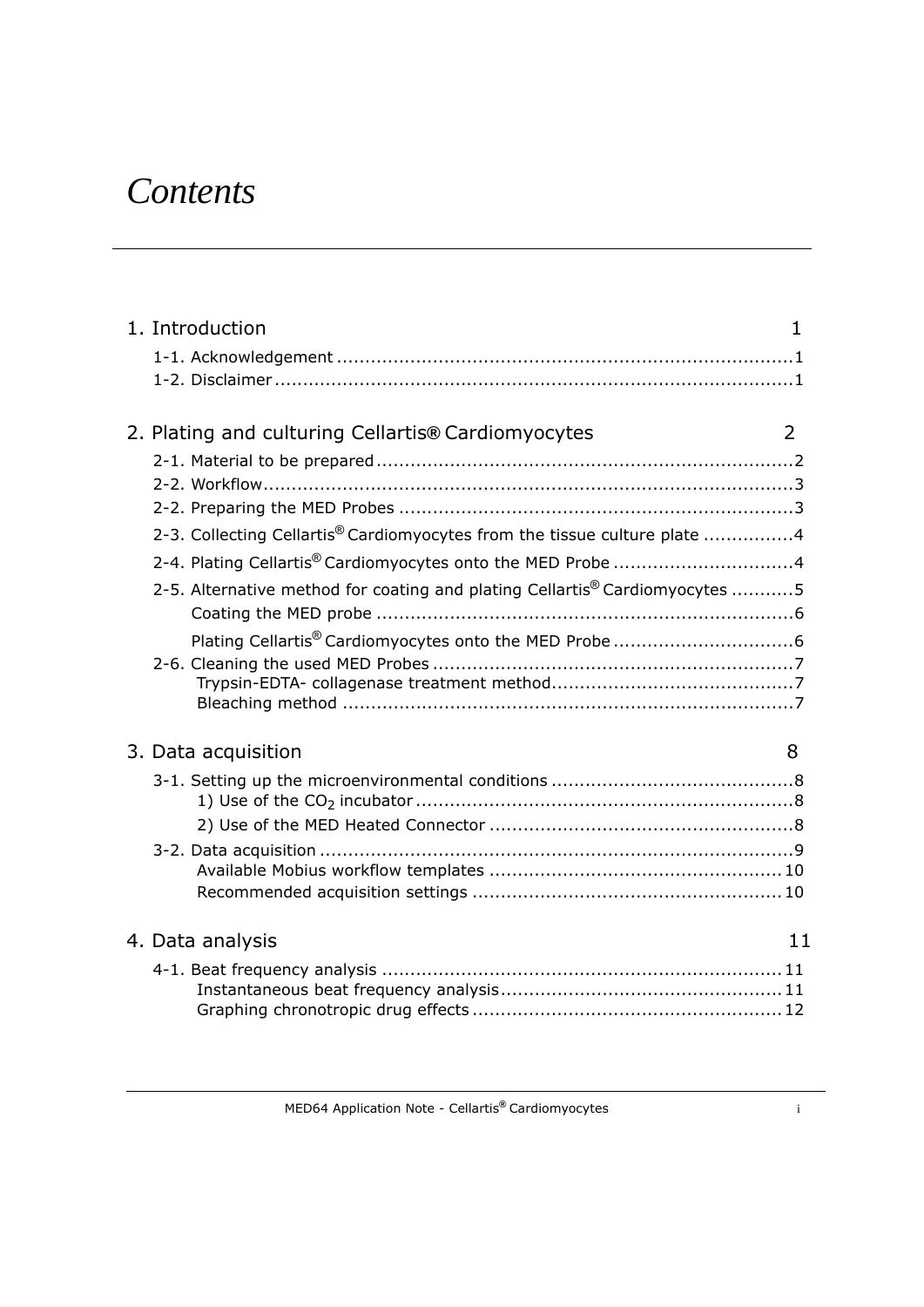# *Contents*

1. Introduction 1

- 1-1. Acknowledgement ....... 1
- 1-2. Disclaimer ....... 1

2. Plating and culturing Cellartis® Cardiomyocytes 2

- 2-1. Material to be prepared ....... 2
- 2-2. Workflow ....... 3
- 2-2. Preparing the MED Probes ....... 3
- 2-3. Collecting Cellartis® Cardiomyocytes from the tissue culture plate ....... 4
- 2-4. Plating Cellartis® Cardiomyocytes onto the MED Probe ....... 4
- 2-5. Alternative method for coating and plating Cellartis® Cardiomyocytes ....... 5
  - Coating the MED probe ....... 6
  - Plating Cellartis® Cardiomyocytes onto the MED Probe ....... 6
- 2-6. Cleaning the used MED Probes ....... 7
  - Trypsin-EDTA- collagenase treatment method ....... 7
  - Bleaching method ....... 7

3. Data acquisition 8

- 3-1. Setting up the microenvironmental conditions ....... 8
  - 1) Use of the $CO_2$ incubator ....... 8
  - 2) Use of the MED Heated Connector ....... 8
- 3-2. Data acquisition ....... 9
  - Available Mobius workflow templates ....... 10
  - Recommended acquisition settings ....... 10

4. Data analysis 11

- 4-1. Beat frequency analysis ....... 11
  - Instantaneous beat frequency analysis ....... 11
  - Graphing chronotropic drug effects ....... 12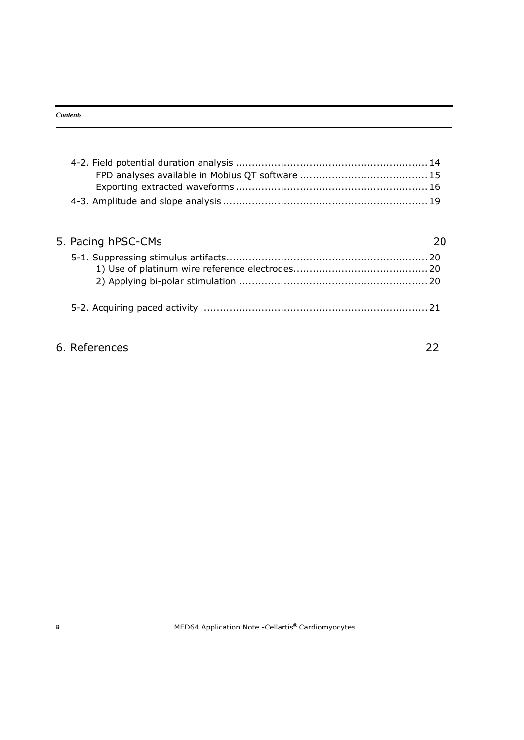4-2. Field potential duration analysis ........................................................... 14
    FPD analyses available in Mobius QT software ........................................ 15
    Exporting extracted waveforms ........................................................... 16
4-3. Amplitude and slope analysis ............................................................... 19

## 5. Pacing hPSC-CMs 20

5-1. Suppressing stimulus artifacts............................................................... 20
    1) Use of platinum wire reference electrodes.......................................... 20
    2) Applying bi-polar stimulation ........................................................... 20

5-2. Acquiring paced activity ....................................................................... 21

## 6. References 22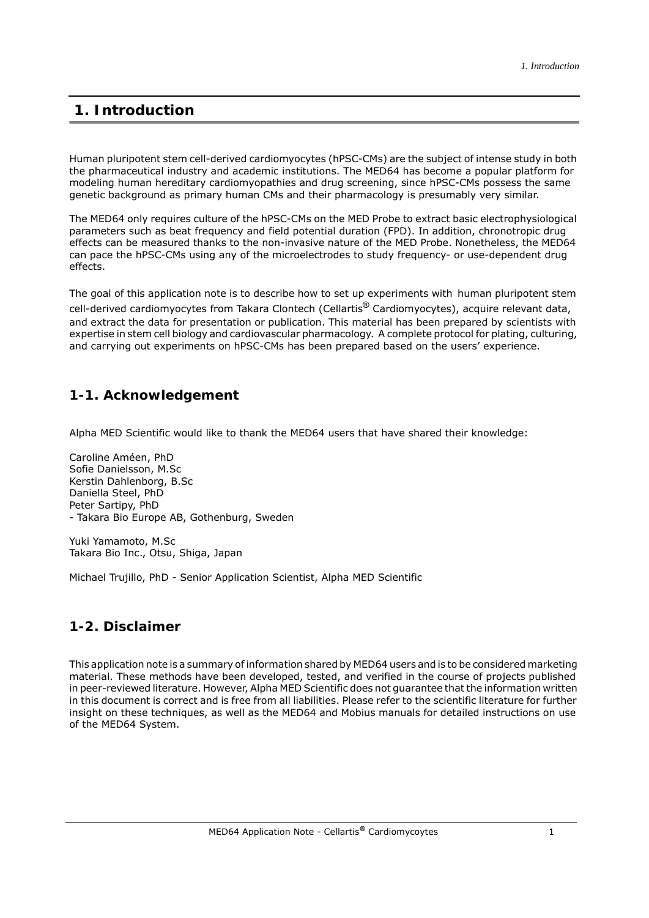# 1. Introduction

Human pluripotent stem cell-derived cardiomyocytes (hPSC-CMs) are the subject of intense study in both the pharmaceutical industry and academic institutions. The MED64 has become a popular platform for modeling human hereditary cardiomyopathies and drug screening, since hPSC-CMs possess the same genetic background as primary human CMs and their pharmacology is presumably very similar.

The MED64 only requires culture of the hPSC-CMs on the MED Probe to extract basic electrophysiological parameters such as beat frequency and field potential duration (FPD). In addition, chronotropic drug effects can be measured thanks to the non-invasive nature of the MED Probe. Nonetheless, the MED64 can pace the hPSC-CMs using any of the microelectrodes to study frequency- or use-dependent drug effects.

The goal of this application note is to describe how to set up experiments with human pluripotent stem cell-derived cardiomyocytes from Takara Clontech (Cellartis® Cardiomyocytes), acquire relevant data, and extract the data for presentation or publication. This material has been prepared by scientists with expertise in stem cell biology and cardiovascular pharmacology. A complete protocol for plating, culturing, and carrying out experiments on hPSC-CMs has been prepared based on the users' experience.

## 1-1. Acknowledgement

Alpha MED Scientific would like to thank the MED64 users that have shared their knowledge:

Caroline Améen, PhD
Sofie Danielsson, M.Sc
Kerstin Dahlenborg, B.Sc
Daniella Steel, PhD
Peter Sartipy, PhD
- Takara Bio Europe AB, Gothenburg, Sweden

Yuki Yamamoto, M.Sc
Takara Bio Inc., Otsu, Shiga, Japan

Michael Trujillo, PhD - Senior Application Scientist, Alpha MED Scientific

## 1-2. Disclaimer

This application note is a summary of information shared by MED64 users and is to be considered marketing material. These methods have been developed, tested, and verified in the course of projects published in peer-reviewed literature. However, Alpha MED Scientific does not guarantee that the information written in this document is correct and is free from all liabilities. Please refer to the scientific literature for further insight on these techniques, as well as the MED64 and Mobius manuals for detailed instructions on use of the MED64 System.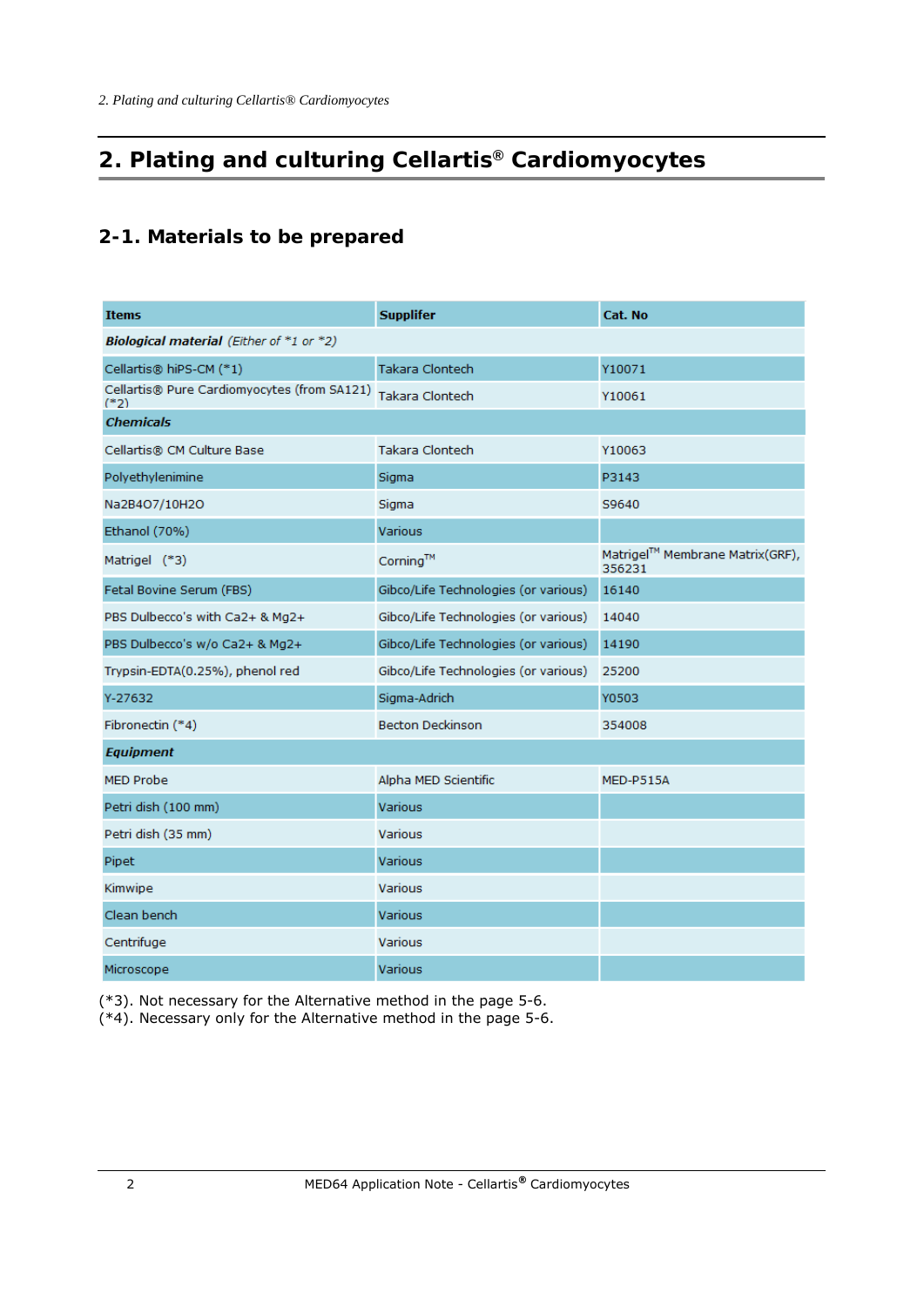## 2. Plating and culturing Cellartis® Cardiomyocytes

### 2-1. Materials to be prepared

| Items | Supplifer | Cat. No |
|---|---|---|
| ***Biological material*** *(Either of *1 or *2)* | | |
| Cellartis® hiPS-CM (*1) | Takara Clontech | Y10071 |
| Cellartis® Pure Cardiomyocytes (from SA121) (*2) | Takara Clontech | Y10061 |
| ***Chemicals*** | | |
| Cellartis® CM Culture Base | Takara Clontech | Y10063 |
| Polyethylenimine | Sigma | P3143 |
| $Na_2B_4O_7/10H_2O$ | Sigma | S9640 |
| Ethanol (70%) | Various | |
| Matrigel (*3) | Corning™ | Matrigel™ Membrane Matrix(GRF), 356231 |
| Fetal Bovine Serum (FBS) | Gibco/Life Technologies (or various) | 16140 |
| PBS Dulbecco's with Ca2+ & Mg2+ | Gibco/Life Technologies (or various) | 14040 |
| PBS Dulbecco's w/o Ca2+ & Mg2+ | Gibco/Life Technologies (or various) | 14190 |
| Trypsin-EDTA(0.25%), phenol red | Gibco/Life Technologies (or various) | 25200 |
| Y-27632 | Sigma-Adrich | Y0503 |
| Fibronectin (*4) | Becton Deckinson | 354008 |
| ***Equipment*** | | |
| MED Probe | Alpha MED Scientific | MED-P515A |
| Petri dish (100 mm) | Various | |
| Petri dish (35 mm) | Various | |
| Pipet | Various | |
| Kimwipe | Various | |
| Clean bench | Various | |
| Centrifuge | Various | |
| Microscope | Various | |

(*3). Not necessary for the Alternative method in the page 5-6.
(*4). Necessary only for the Alternative method in the page 5-6.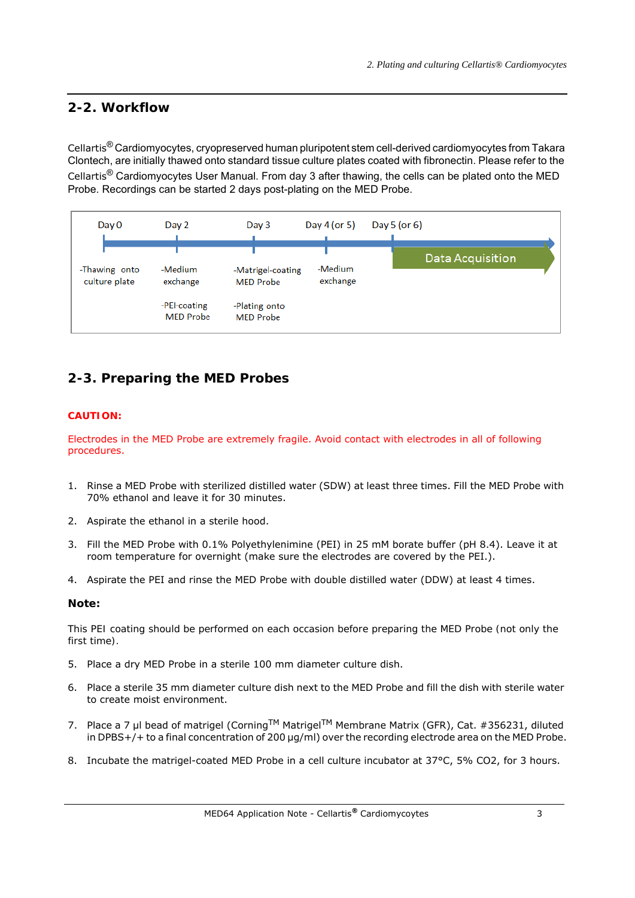## 2-2. Workflow

Cellartis® Cardiomyocytes, cryopreserved human pluripotent stem cell-derived cardiomyocytes from Takara Clontech, are initially thawed onto standard tissue culture plates coated with fibronectin. Please refer to the Cellartis® Cardiomyocytes User Manual. From day 3 after thawing, the cells can be plated onto the MED Probe. Recordings can be started 2 days post-plating on the MED Probe.

| Day 0 | Day 2 | Day 3 | Day 4 (or 5) | Day 5 (or 6) |
|---|---|---|---|---|
| -Thawing onto culture plate | -Medium exchange<br>-PEI-coating MED Probe | -Matrigel-coating MED Probe<br>-Plating onto MED Probe | -Medium exchange | Data Acquisition |

## 2-3. Preparing the MED Probes

**CAUTION:**

Electrodes in the MED Probe are extremely fragile. Avoid contact with electrodes in all of following procedures.

1. Rinse a MED Probe with sterilized distilled water (SDW) at least three times. Fill the MED Probe with 70% ethanol and leave it for 30 minutes.
2. Aspirate the ethanol in a sterile hood.
3. Fill the MED Probe with 0.1% Polyethylenimine (PEI) in 25 mM borate buffer (pH 8.4). Leave it at room temperature for overnight (make sure the electrodes are covered by the PEI.).
4. Aspirate the PEI and rinse the MED Probe with double distilled water (DDW) at least 4 times.

**Note:**

This PEI coating should be performed on each occasion before preparing the MED Probe (not only the first time).

5. Place a dry MED Probe in a sterile 100 mm diameter culture dish.
6. Place a sterile 35 mm diameter culture dish next to the MED Probe and fill the dish with sterile water to create moist environment.
7. Place a 7 µl bead of matrigel (Corning™ Matrigel™ Membrane Matrix (GFR), Cat. #356231, diluted in DPBS+/+ to a final concentration of 200 µg/ml) over the recording electrode area on the MED Probe.
8. Incubate the matrigel-coated MED Probe in a cell culture incubator at 37°C, 5% $CO_2$, for 3 hours.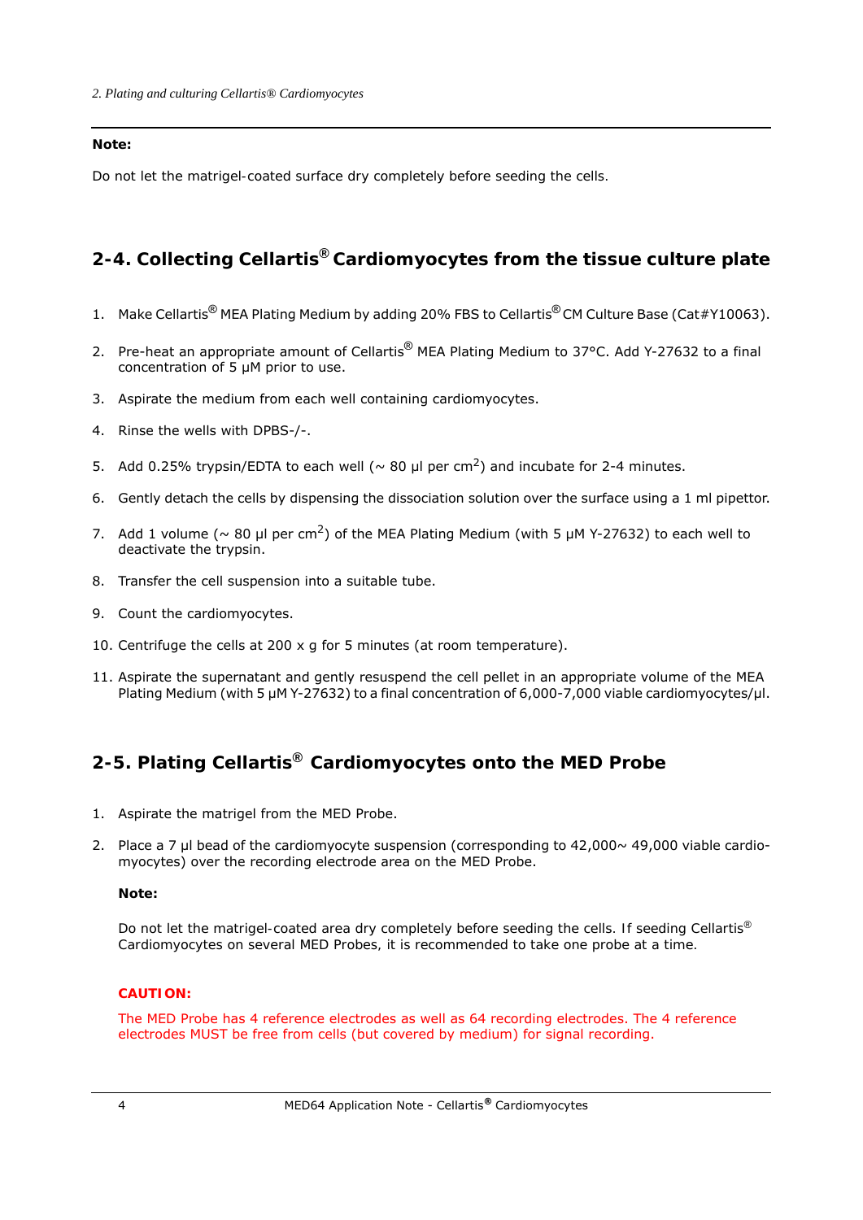**Note:**

Do not let the matrigel-coated surface dry completely before seeding the cells.

## 2-4. Collecting Cellartis® Cardiomyocytes from the tissue culture plate

1. Make Cellartis® MEA Plating Medium by adding 20% FBS to Cellartis® CM Culture Base (Cat#Y10063).
2. Pre-heat an appropriate amount of Cellartis® MEA Plating Medium to 37°C. Add Y-27632 to a final concentration of 5 μM prior to use.
3. Aspirate the medium from each well containing cardiomyocytes.
4. Rinse the wells with DPBS-/-.
5. Add 0.25% trypsin/EDTA to each well (~ 80 μl per $cm^2$) and incubate for 2-4 minutes.
6. Gently detach the cells by dispensing the dissociation solution over the surface using a 1 ml pipettor.
7. Add 1 volume (~ 80 μl per $cm^2$) of the MEA Plating Medium (with 5 μM Y-27632) to each well to deactivate the trypsin.
8. Transfer the cell suspension into a suitable tube.
9. Count the cardiomyocytes.
10. Centrifuge the cells at 200 x g for 5 minutes (at room temperature).
11. Aspirate the supernatant and gently resuspend the cell pellet in an appropriate volume of the MEA Plating Medium (with 5 μM Y-27632) to a final concentration of 6,000-7,000 viable cardiomyocytes/μl.

## 2-5. Plating Cellartis® Cardiomyocytes onto the MED Probe

1. Aspirate the matrigel from the MED Probe.
2. Place a 7 μl bead of the cardiomyocyte suspension (corresponding to 42,000~ 49,000 viable cardiomyocytes) over the recording electrode area on the MED Probe.

   **Note:**

   Do not let the matrigel-coated area dry completely before seeding the cells. If seeding Cellartis® Cardiomyocytes on several MED Probes, it is recommended to take one probe at a time.

   **CAUTION:**

   The MED Probe has 4 reference electrodes as well as 64 recording electrodes. The 4 reference electrodes MUST be free from cells (but covered by medium) for signal recording.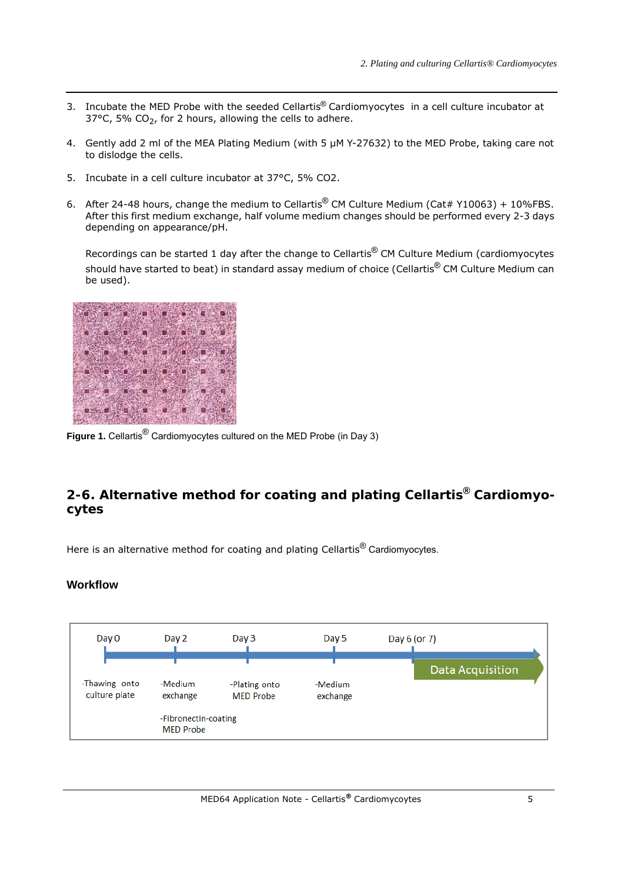3. Incubate the MED Probe with the seeded Cellartis® Cardiomyocytes in a cell culture incubator at 37°C, 5% $CO_2$, for 2 hours, allowing the cells to adhere.

4. Gently add 2 ml of the MEA Plating Medium (with 5 µM Y-27632) to the MED Probe, taking care not to dislodge the cells.

5. Incubate in a cell culture incubator at 37°C, 5% CO2.

6. After 24-48 hours, change the medium to Cellartis® CM Culture Medium (Cat# Y10063) + 10%FBS. After this first medium exchange, half volume medium changes should be performed every 2-3 days depending on appearance/pH.

   Recordings can be started 1 day after the change to Cellartis® CM Culture Medium (cardiomyocytes should have started to beat) in standard assay medium of choice (Cellartis® CM Culture Medium can be used).

**Figure 1.** Cellartis® Cardiomyocytes cultured on the MED Probe (in Day 3)

## 2-6. Alternative method for coating and plating Cellartis® Cardiomyocytes

Here is an alternative method for coating and plating Cellartis® Cardiomyocytes.

### Workflow

| Day 0 | Day 2 | Day 3 | Day 5 | Day 6 (or 7) |
|---|---|---|---|---|
| -Thawing onto culture plate | -Medium exchange<br>-Fibronectin-coating MED Probe | -Plating onto MED Probe | -Medium exchange | Data Acquisition |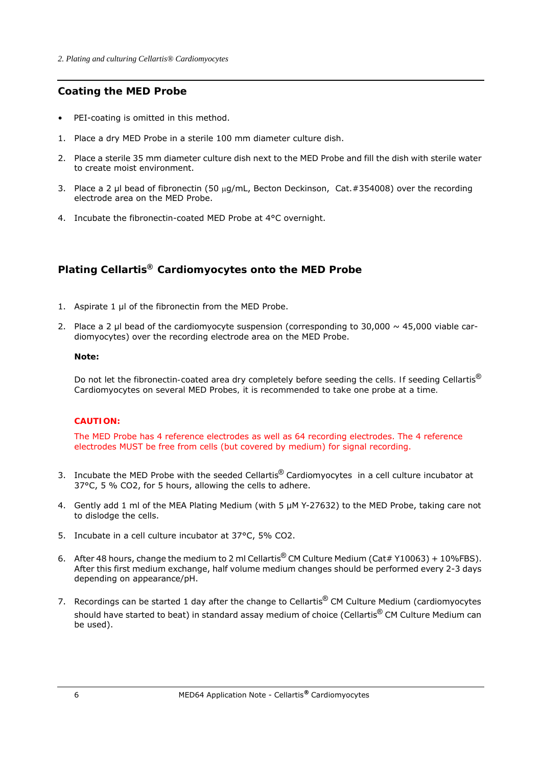## Coating the MED Probe

- PEI-coating is omitted in this method.

1. Place a dry MED Probe in a sterile 100 mm diameter culture dish.

2. Place a sterile 35 mm diameter culture dish next to the MED Probe and fill the dish with sterile water to create moist environment.

3. Place a 2 µl bead of fibronectin (50 µg/mL, Becton Deckinson, Cat.#354008) over the recording electrode area on the MED Probe.

4. Incubate the fibronectin-coated MED Probe at 4°C overnight.

## Plating Cellartis® Cardiomyocytes onto the MED Probe

1. Aspirate 1 µl of the fibronectin from the MED Probe.

2. Place a 2 µl bead of the cardiomyocyte suspension (corresponding to 30,000 ~ 45,000 viable cardiomyocytes) over the recording electrode area on the MED Probe.

   **Note:**

   Do not let the fibronectin-coated area dry completely before seeding the cells. If seeding Cellartis® Cardiomyocytes on several MED Probes, it is recommended to take one probe at a time.

   **CAUTION:**

   The MED Probe has 4 reference electrodes as well as 64 recording electrodes. The 4 reference electrodes MUST be free from cells (but covered by medium) for signal recording.

3. Incubate the MED Probe with the seeded Cellartis® Cardiomyocytes in a cell culture incubator at 37°C, 5 % $CO_2$, for 5 hours, allowing the cells to adhere.

4. Gently add 1 ml of the MEA Plating Medium (with 5 µM Y-27632) to the MED Probe, taking care not to dislodge the cells.

5. Incubate in a cell culture incubator at 37°C, 5% $CO_2$.

6. After 48 hours, change the medium to 2 ml Cellartis® CM Culture Medium (Cat# Y10063) + 10%FBS). After this first medium exchange, half volume medium changes should be performed every 2-3 days depending on appearance/pH.

7. Recordings can be started 1 day after the change to Cellartis® CM Culture Medium (cardiomyocytes should have started to beat) in standard assay medium of choice (Cellartis® CM Culture Medium can be used).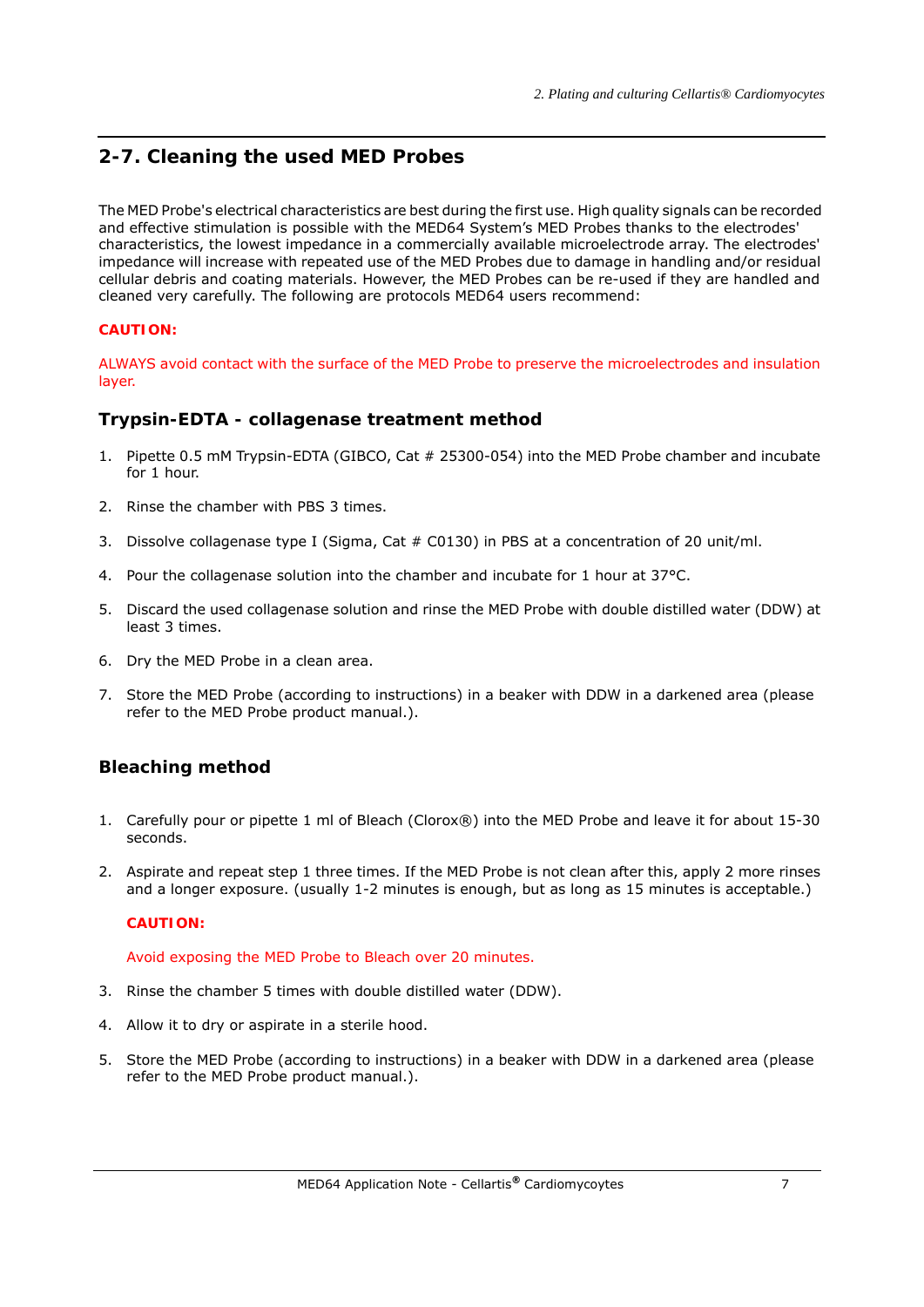## 2-7. Cleaning the used MED Probes

The MED Probe's electrical characteristics are best during the first use. High quality signals can be recorded and effective stimulation is possible with the MED64 System's MED Probes thanks to the electrodes' characteristics, the lowest impedance in a commercially available microelectrode array. The electrodes' impedance will increase with repeated use of the MED Probes due to damage in handling and/or residual cellular debris and coating materials. However, the MED Probes can be re-used if they are handled and cleaned very carefully. The following are protocols MED64 users recommend:

**CAUTION:**

ALWAYS avoid contact with the surface of the MED Probe to preserve the microelectrodes and insulation layer.

### Trypsin-EDTA - collagenase treatment method

1. Pipette 0.5 mM Trypsin-EDTA (GIBCO, Cat # 25300-054) into the MED Probe chamber and incubate for 1 hour.
2. Rinse the chamber with PBS 3 times.
3. Dissolve collagenase type I (Sigma, Cat # C0130) in PBS at a concentration of 20 unit/ml.
4. Pour the collagenase solution into the chamber and incubate for 1 hour at 37°C.
5. Discard the used collagenase solution and rinse the MED Probe with double distilled water (DDW) at least 3 times.
6. Dry the MED Probe in a clean area.
7. Store the MED Probe (according to instructions) in a beaker with DDW in a darkened area (please refer to the MED Probe product manual.).

### Bleaching method

1. Carefully pour or pipette 1 ml of Bleach (Clorox®) into the MED Probe and leave it for about 15-30 seconds.
2. Aspirate and repeat step 1 three times. If the MED Probe is not clean after this, apply 2 more rinses and a longer exposure. (usually 1-2 minutes is enough, but as long as 15 minutes is acceptable.)

   **CAUTION:**

   Avoid exposing the MED Probe to Bleach over 20 minutes.

3. Rinse the chamber 5 times with double distilled water (DDW).
4. Allow it to dry or aspirate in a sterile hood.
5. Store the MED Probe (according to instructions) in a beaker with DDW in a darkened area (please refer to the MED Probe product manual.).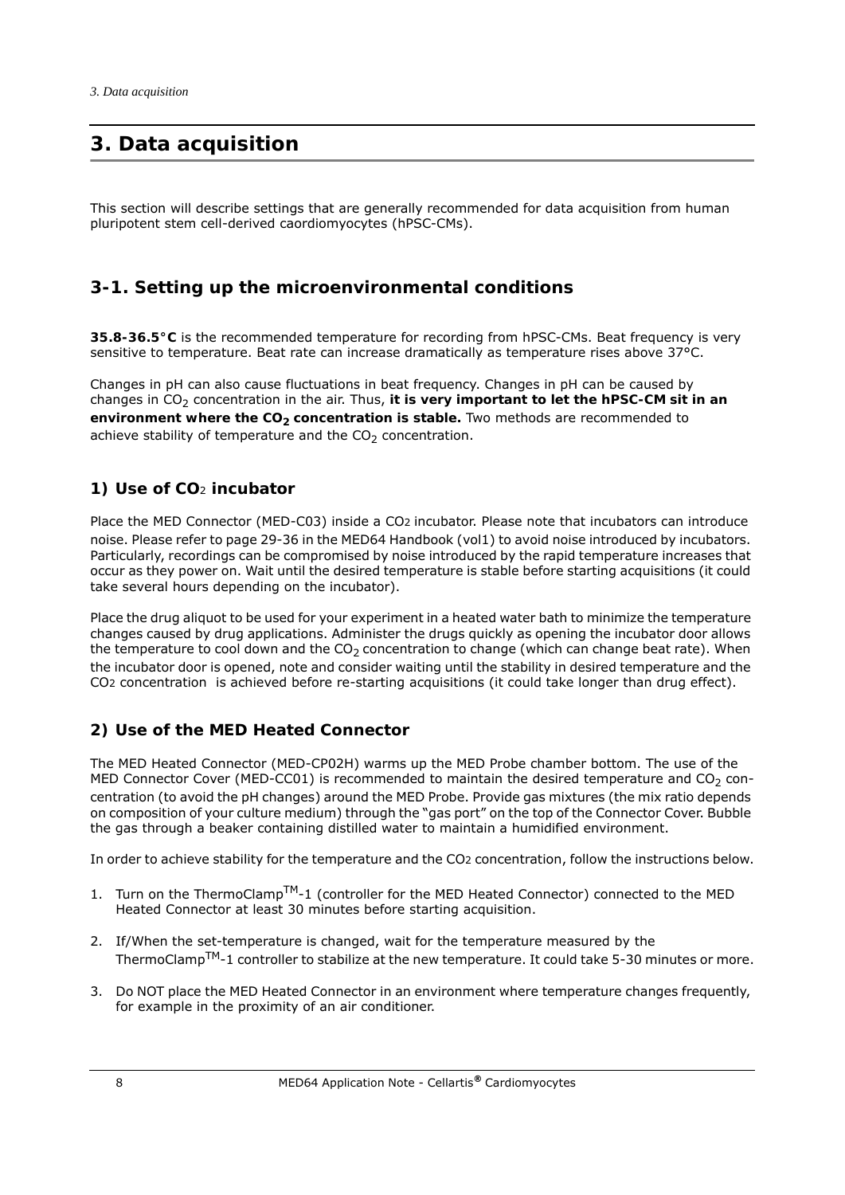# 3. Data acquisition

This section will describe settings that are generally recommended for data acquisition from human pluripotent stem cell-derived caordiomyocytes (hPSC-CMs).

## 3-1. Setting up the microenvironmental conditions

**35.8-36.5°C** is the recommended temperature for recording from hPSC-CMs. Beat frequency is very sensitive to temperature. Beat rate can increase dramatically as temperature rises above 37°C.

Changes in pH can also cause fluctuations in beat frequency. Changes in pH can be caused by changes in $CO_2$ concentration in the air. Thus, **it is very important to let the hPSC-CM sit in an environment where the $CO_2$ concentration is stable.** Two methods are recommended to achieve stability of temperature and the $CO_2$ concentration.

### 1) Use of $CO_2$ incubator

Place the MED Connector (MED-C03) inside a $CO_2$ incubator. Please note that incubators can introduce noise. Please refer to page 29-36 in the MED64 Handbook (vol1) to avoid noise introduced by incubators. Particularly, recordings can be compromised by noise introduced by the rapid temperature increases that occur as they power on. Wait until the desired temperature is stable before starting acquisitions (it could take several hours depending on the incubator).

Place the drug aliquot to be used for your experiment in a heated water bath to minimize the temperature changes caused by drug applications. Administer the drugs quickly as opening the incubator door allows the temperature to cool down and the $CO_2$ concentration to change (which can change beat rate). When the incubator door is opened, note and consider waiting until the stability in desired temperature and the $CO_2$ concentration is achieved before re-starting acquisitions (it could take longer than drug effect).

### 2) Use of the MED Heated Connector

The MED Heated Connector (MED-CP02H) warms up the MED Probe chamber bottom. The use of the MED Connector Cover (MED-CC01) is recommended to maintain the desired temperature and $CO_2$ concentration (to avoid the pH changes) around the MED Probe. Provide gas mixtures (the mix ratio depends on composition of your culture medium) through the "gas port" on the top of the Connector Cover. Bubble the gas through a beaker containing distilled water to maintain a humidified environment.

In order to achieve stability for the temperature and the $CO_2$ concentration, follow the instructions below.

1. Turn on the ThermoClamp™-1 (controller for the MED Heated Connector) connected to the MED Heated Connector at least 30 minutes before starting acquisition.
2. If/When the set-temperature is changed, wait for the temperature measured by the ThermoClamp™-1 controller to stabilize at the new temperature. It could take 5-30 minutes or more.
3. Do NOT place the MED Heated Connector in an environment where temperature changes frequently, for example in the proximity of an air conditioner.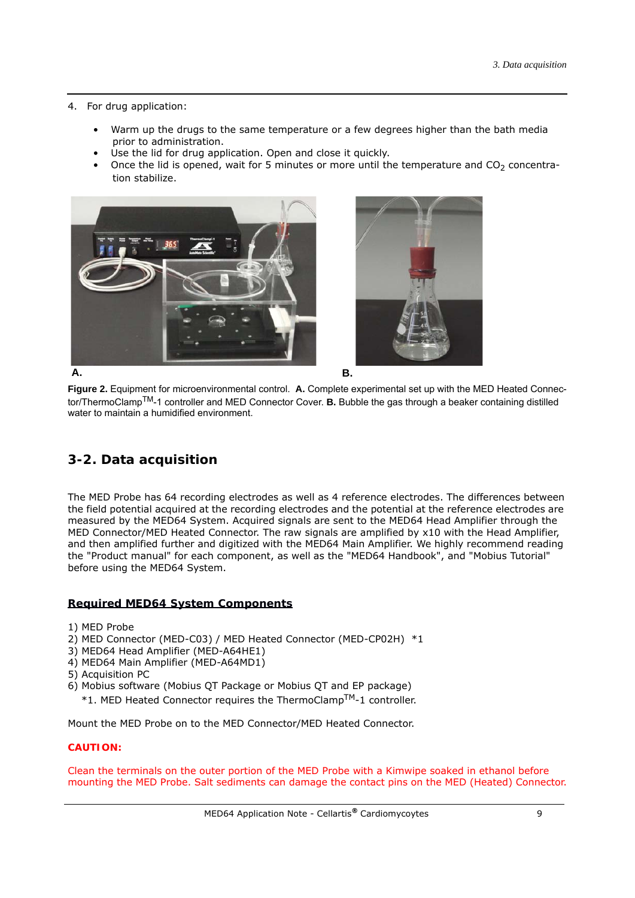4. For drug application:

- Warm up the drugs to the same temperature or a few degrees higher than the bath media prior to administration.
- Use the lid for drug application. Open and close it quickly.
- Once the lid is opened, wait for 5 minutes or more until the temperature and $CO_2$ concentration stabilize.

A. B.

**Figure 2.** Equipment for microenvironmental control. **A.** Complete experimental set up with the MED Heated Connector/ThermoClamp™-1 controller and MED Connector Cover. **B.** Bubble the gas through a beaker containing distilled water to maintain a humidified environment.

## 3-2. Data acquisition

The MED Probe has 64 recording electrodes as well as 4 reference electrodes. The differences between the field potential acquired at the recording electrodes and the potential at the reference electrodes are measured by the MED64 System. Acquired signals are sent to the MED64 Head Amplifier through the MED Connector/MED Heated Connector. The raw signals are amplified by x10 with the Head Amplifier, and then amplified further and digitized with the MED64 Main Amplifier. We highly recommend reading the "Product manual" for each component, as well as the "MED64 Handbook", and "Mobius Tutorial" before using the MED64 System.

### Required MED64 System Components

1) MED Probe
2) MED Connector (MED-C03) / MED Heated Connector (MED-CP02H) *1
3) MED64 Head Amplifier (MED-A64HE1)
4) MED64 Main Amplifier (MED-A64MD1)
5) Acquisition PC
6) Mobius software (Mobius QT Package or Mobius QT and EP package)

*1. MED Heated Connector requires the ThermoClamp™-1 controller.

Mount the MED Probe on to the MED Connector/MED Heated Connector.

**CAUTION:**

Clean the terminals on the outer portion of the MED Probe with a Kimwipe soaked in ethanol before mounting the MED Probe. Salt sediments can damage the contact pins on the MED (Heated) Connector.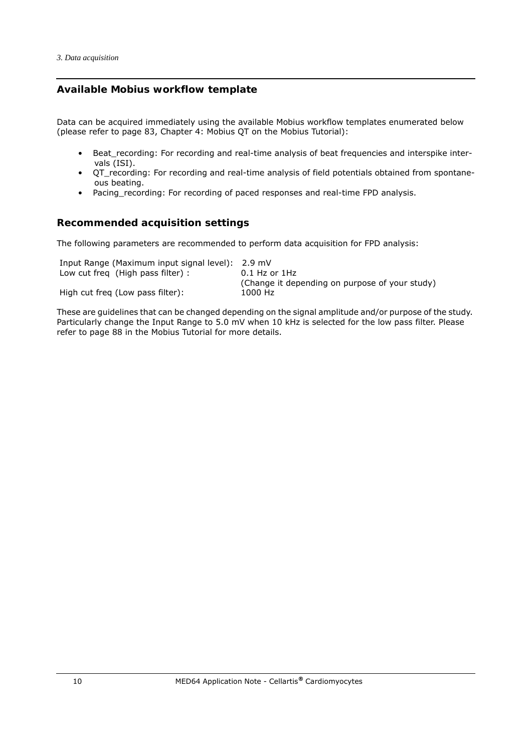## Available Mobius workflow template

Data can be acquired immediately using the available Mobius workflow templates enumerated below (please refer to page 83, Chapter 4: Mobius QT on the Mobius Tutorial):

- Beat_recording: For recording and real-time analysis of beat frequencies and interspike intervals (ISI).
- QT_recording: For recording and real-time analysis of field potentials obtained from spontaneous beating.
- Pacing_recording: For recording of paced responses and real-time FPD analysis.

## Recommended acquisition settings

The following parameters are recommended to perform data acquisition for FPD analysis:

| | |
|---|---|
| Input Range (Maximum input signal level): | 2.9 mV |
| Low cut freq (High pass filter) : | 0.1 Hz or 1Hz (Change it depending on purpose of your study) |
| High cut freq (Low pass filter): | 1000 Hz |

These are guidelines that can be changed depending on the signal amplitude and/or purpose of the study. Particularly change the Input Range to 5.0 mV when 10 kHz is selected for the low pass filter. Please refer to page 88 in the Mobius Tutorial for more details.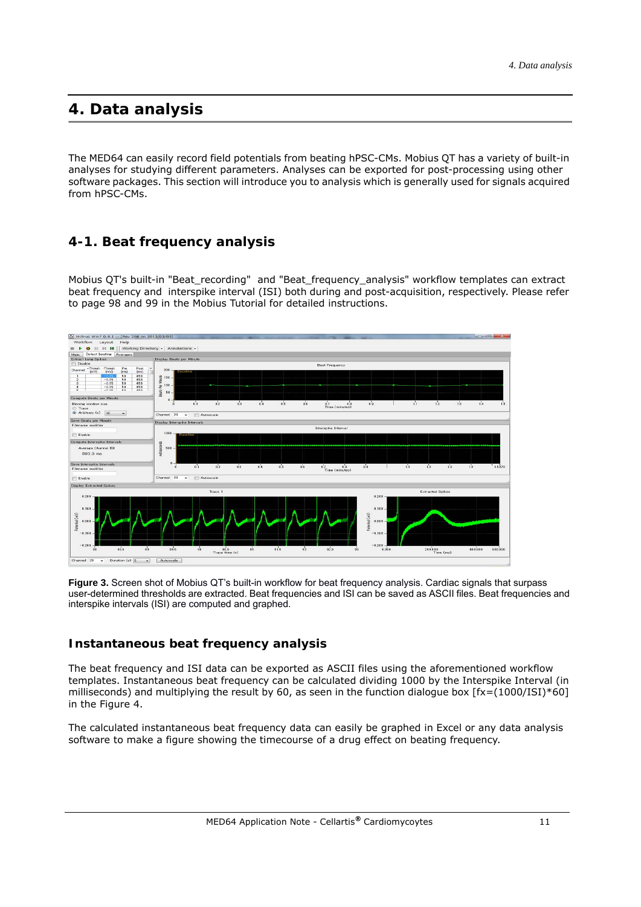# 4. Data analysis

The MED64 can easily record field potentials from beating hPSC-CMs. Mobius QT has a variety of built-in analyses for studying different parameters. Analyses can be exported for post-processing using other software packages. This section will introduce you to analysis which is generally used for signals acquired from hPSC-CMs.

## 4-1. Beat frequency analysis

Mobius QT's built-in "Beat_recording" and "Beat_frequency_analysis" workflow templates can extract beat frequency and interspike interval (ISI) both during and post-acquisition, respectively. Please refer to page 98 and 99 in the Mobius Tutorial for detailed instructions.

**Figure 3.** Screen shot of Mobius QT's built-in workflow for beat frequency analysis. Cardiac signals that surpass user-determined thresholds are extracted. Beat frequencies and ISI can be saved as ASCII files. Beat frequencies and interspike intervals (ISI) are computed and graphed.

### Instantaneous beat frequency analysis

The beat frequency and ISI data can be exported as ASCII files using the aforementioned workflow templates. Instantaneous beat frequency can be calculated dividing 1000 by the Interspike Interval (in milliseconds) and multiplying the result by 60, as seen in the function dialogue box [fx=(1000/ISI)*60] in the Figure 4.

The calculated instantaneous beat frequency data can easily be graphed in Excel or any data analysis software to make a figure showing the timecourse of a drug effect on beating frequency.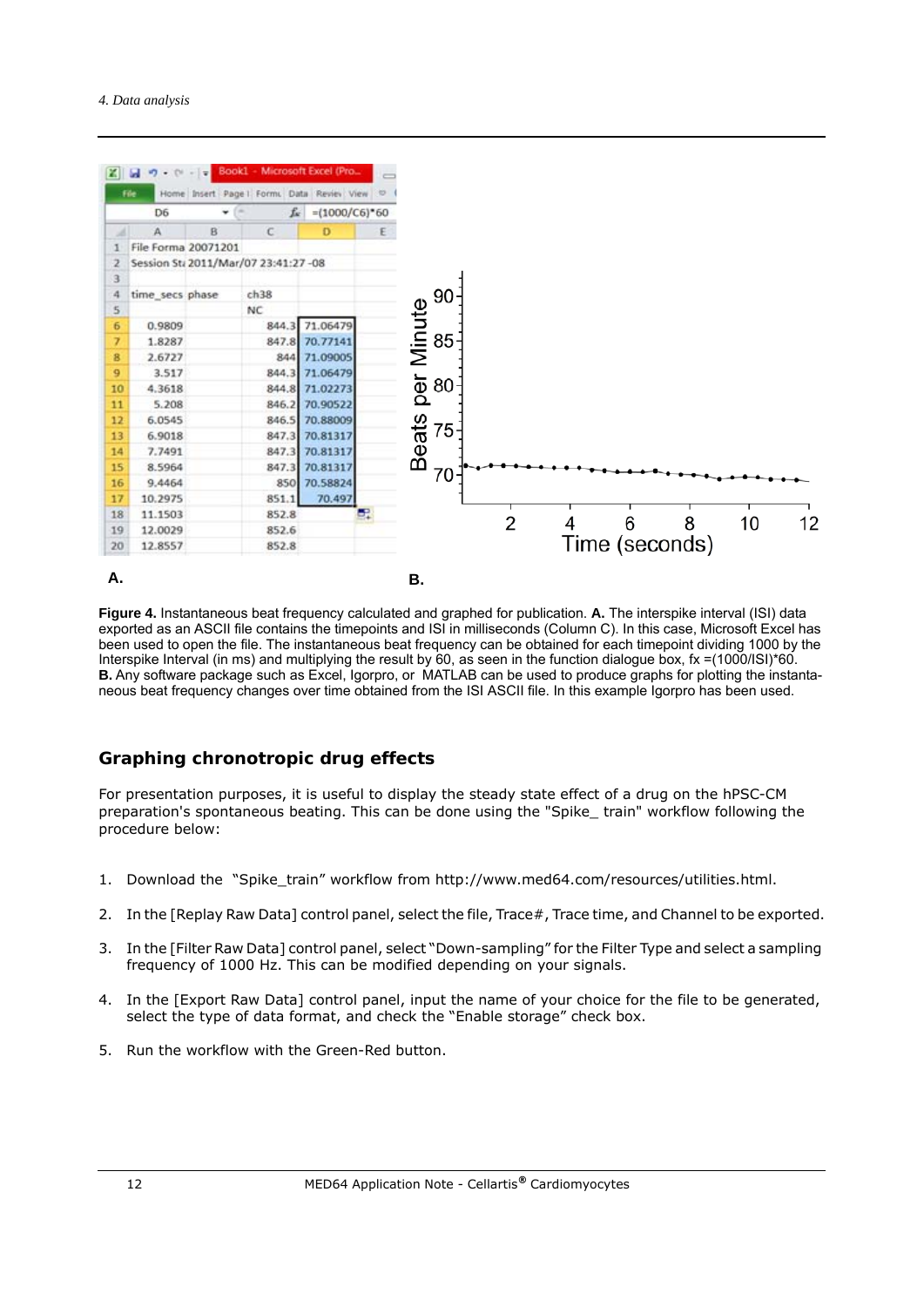**Figure 4.** Instantaneous beat frequency calculated and graphed for publication. **A.** The interspike interval (ISI) data exported as an ASCII file contains the timepoints and ISI in milliseconds (Column C). In this case, Microsoft Excel has been used to open the file. The instantaneous beat frequency can be obtained for each timepoint dividing 1000 by the Interspike Interval (in ms) and multiplying the result by 60, as seen in the function dialogue box, fx =(1000/ISI)*60. **B.** Any software package such as Excel, Igorpro, or MATLAB can be used to produce graphs for plotting the instantaneous beat frequency changes over time obtained from the ISI ASCII file. In this example Igorpro has been used.

## Graphing chronotropic drug effects

For presentation purposes, it is useful to display the steady state effect of a drug on the hPSC-CM preparation's spontaneous beating. This can be done using the "Spike_ train" workflow following the procedure below:

1. Download the "Spike_train" workflow from http://www.med64.com/resources/utilities.html.
2. In the [Replay Raw Data] control panel, select the file, Trace#, Trace time, and Channel to be exported.
3. In the [Filter Raw Data] control panel, select "Down-sampling" for the Filter Type and select a sampling frequency of 1000 Hz. This can be modified depending on your signals.
4. In the [Export Raw Data] control panel, input the name of your choice for the file to be generated, select the type of data format, and check the "Enable storage" check box.
5. Run the workflow with the Green-Red button.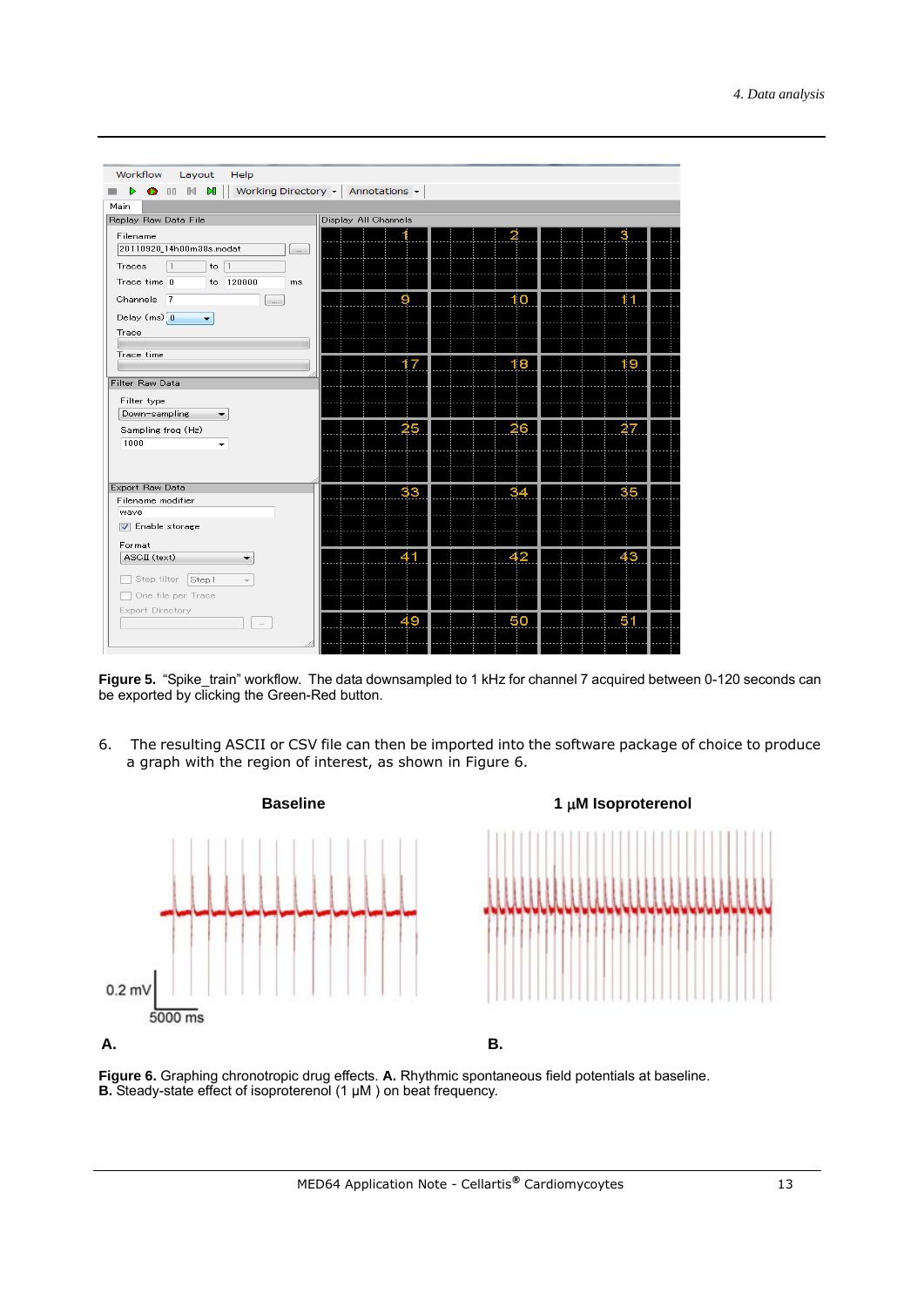**Figure 5.** "Spike_train" workflow. The data downsampled to 1 kHz for channel 7 acquired between 0-120 seconds can be exported by clicking the Green-Red button.

6. The resulting ASCII or CSV file can then be imported into the software package of choice to produce a graph with the region of interest, as shown in Figure 6.

**Figure 6.** Graphing chronotropic drug effects. **A.** Rhythmic spontaneous field potentials at baseline. **B.** Steady-state effect of isoproterenol (1 µM ) on beat frequency.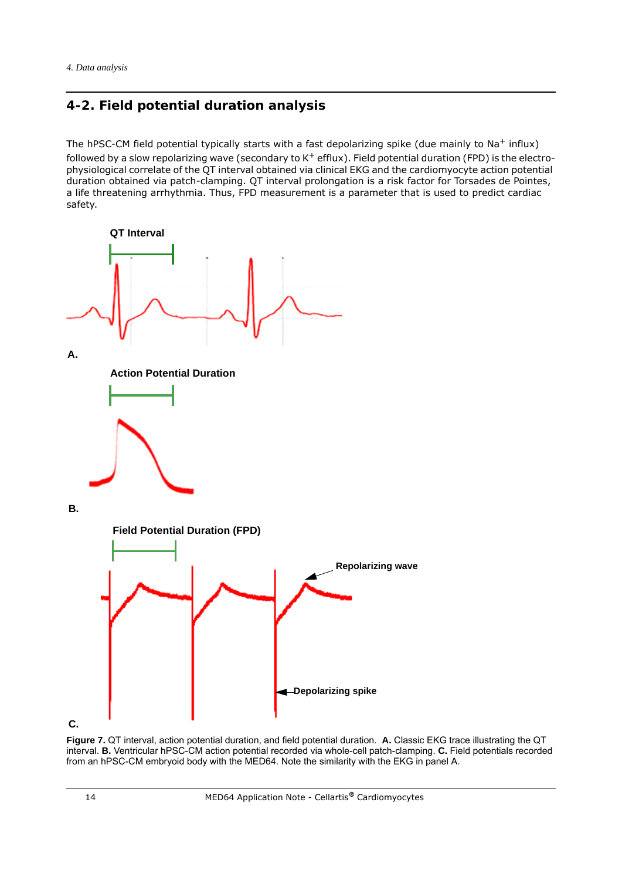## 4-2. Field potential duration analysis

The hPSC-CM field potential typically starts with a fast depolarizing spike (due mainly to $Na^+$ influx) followed by a slow repolarizing wave (secondary to $K^+$ efflux). Field potential duration (FPD) is the electrophysiological correlate of the QT interval obtained via clinical EKG and the cardiomyocyte action potential duration obtained via patch-clamping. QT interval prolongation is a risk factor for Torsades de Pointes, a life threatening arrhythmia. Thus, FPD measurement is a parameter that is used to predict cardiac safety.

**Figure 7.** QT interval, action potential duration, and field potential duration. **A.** Classic EKG trace illustrating the QT interval. **B.** Ventricular hPSC-CM action potential recorded via whole-cell patch-clamping. **C.** Field potentials recorded from an hPSC-CM embryoid body with the MED64. Note the similarity with the EKG in panel A.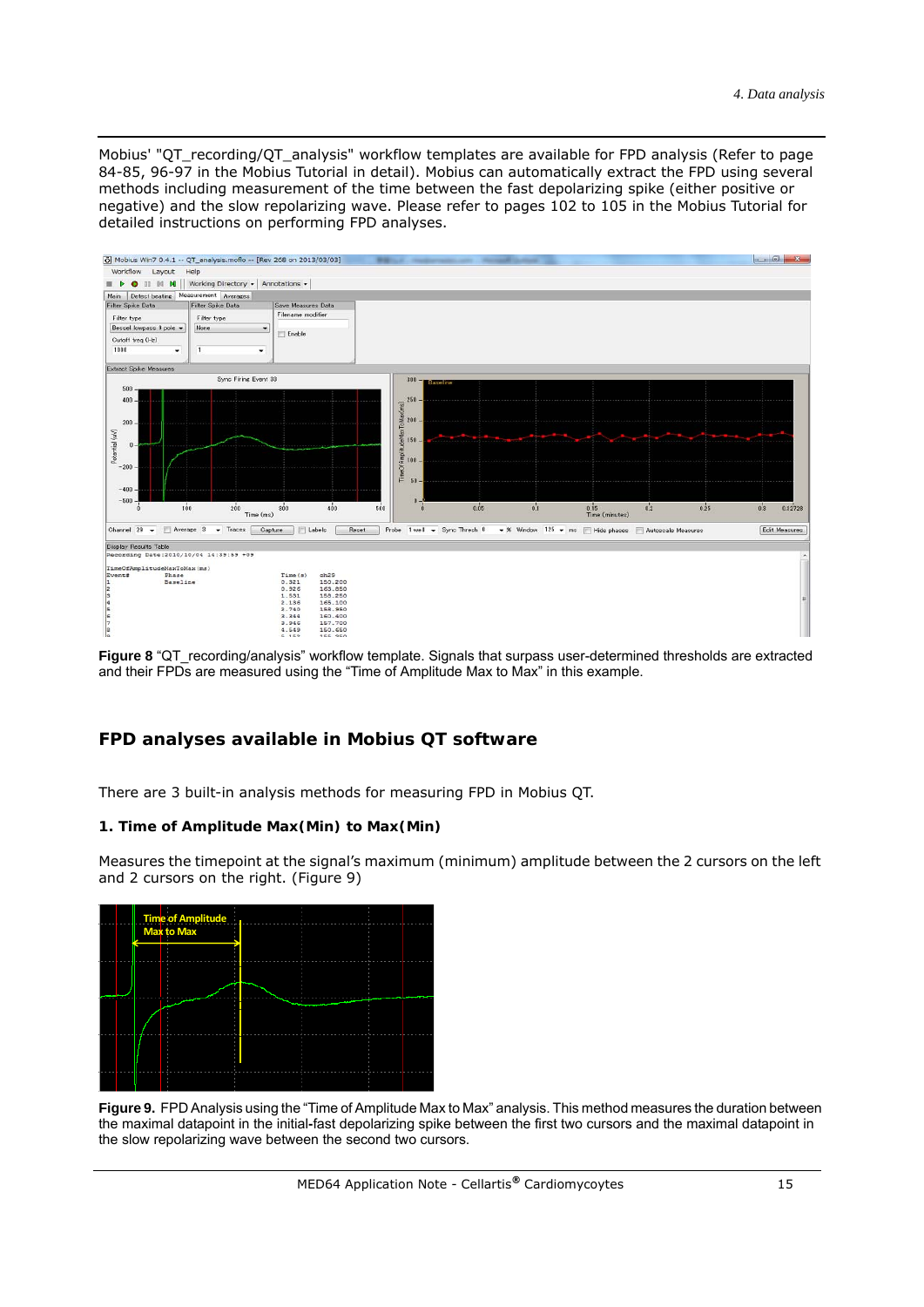Mobius' "QT_recording/QT_analysis" workflow templates are available for FPD analysis (Refer to page 84-85, 96-97 in the Mobius Tutorial in detail). Mobius can automatically extract the FPD using several methods including measurement of the time between the fast depolarizing spike (either positive or negative) and the slow repolarizing wave. Please refer to pages 102 to 105 in the Mobius Tutorial for detailed instructions on performing FPD analyses.

**Figure 8** "QT_recording/analysis" workflow template. Signals that surpass user-determined thresholds are extracted and their FPDs are measured using the "Time of Amplitude Max to Max" in this example.

## FPD analyses available in Mobius QT software

There are 3 built-in analysis methods for measuring FPD in Mobius QT.

**1. Time of Amplitude Max(Min) to Max(Min)**

Measures the timepoint at the signal's maximum (minimum) amplitude between the 2 cursors on the left and 2 cursors on the right. (Figure 9)

**Figure 9.** FPD Analysis using the "Time of Amplitude Max to Max" analysis. This method measures the duration between the maximal datapoint in the initial-fast depolarizing spike between the first two cursors and the maximal datapoint in the slow repolarizing wave between the second two cursors.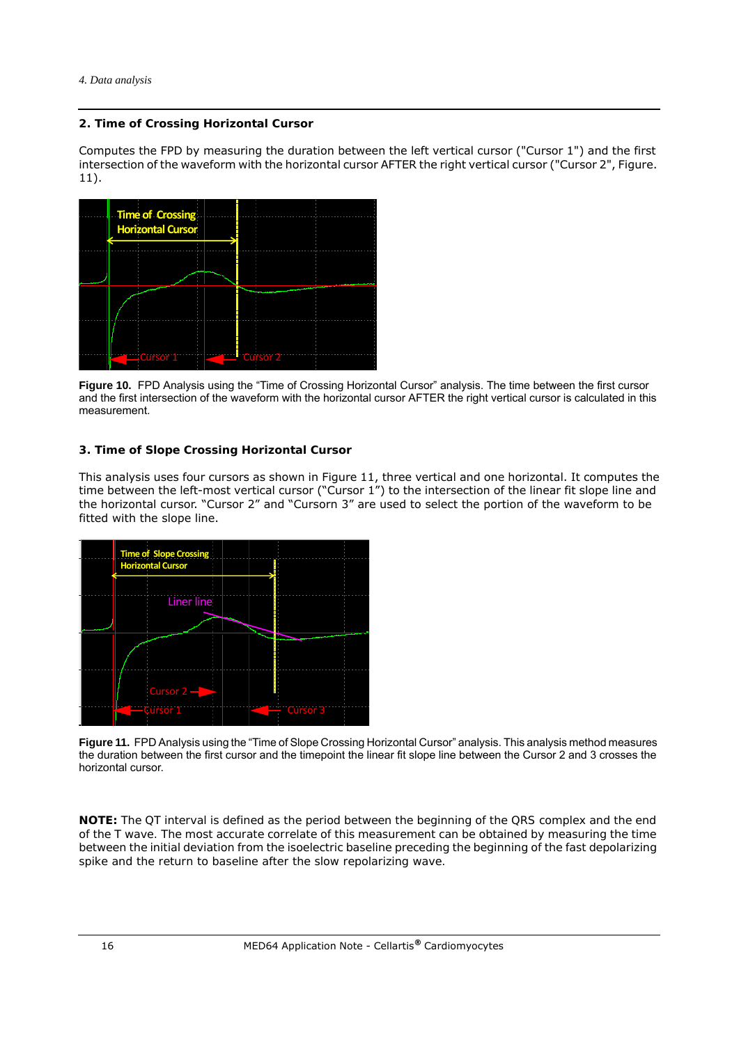### 2. Time of Crossing Horizontal Cursor

Computes the FPD by measuring the duration between the left vertical cursor ("Cursor 1") and the first intersection of the waveform with the horizontal cursor AFTER the right vertical cursor ("Cursor 2", Figure. 11).

**Figure 10.** FPD Analysis using the "Time of Crossing Horizontal Cursor" analysis. The time between the first cursor and the first intersection of the waveform with the horizontal cursor AFTER the right vertical cursor is calculated in this measurement.

### 3. Time of Slope Crossing Horizontal Cursor

This analysis uses four cursors as shown in Figure 11, three vertical and one horizontal. It computes the time between the left-most vertical cursor ("Cursor 1") to the intersection of the linear fit slope line and the horizontal cursor. "Cursor 2" and "Cursorn 3" are used to select the portion of the waveform to be fitted with the slope line.

**Figure 11.** FPD Analysis using the "Time of Slope Crossing Horizontal Cursor" analysis. This analysis method measures the duration between the first cursor and the timepoint the linear fit slope line between the Cursor 2 and 3 crosses the horizontal cursor.

**NOTE:** The QT interval is defined as the period between the beginning of the QRS complex and the end of the T wave. The most accurate correlate of this measurement can be obtained by measuring the time between the initial deviation from the isoelectric baseline preceding the beginning of the fast depolarizing spike and the return to baseline after the slow repolarizing wave.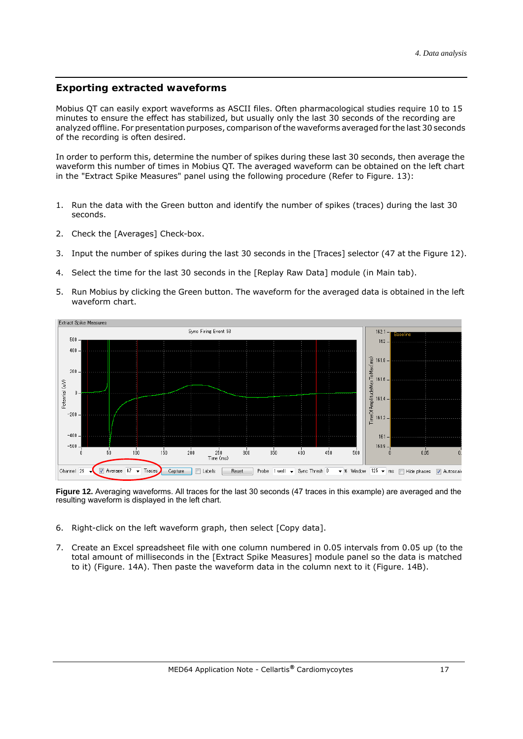## Exporting extracted waveforms

Mobius QT can easily export waveforms as ASCII files. Often pharmacological studies require 10 to 15 minutes to ensure the effect has stabilized, but usually only the last 30 seconds of the recording are analyzed offline. For presentation purposes, comparison of the waveforms averaged for the last 30 seconds of the recording is often desired.

In order to perform this, determine the number of spikes during these last 30 seconds, then average the waveform this number of times in Mobius QT. The averaged waveform can be obtained on the left chart in the "Extract Spike Measures" panel using the following procedure (Refer to Figure. 13):

1. Run the data with the Green button and identify the number of spikes (traces) during the last 30 seconds.
2. Check the [Averages] Check-box.
3. Input the number of spikes during the last 30 seconds in the [Traces] selector (47 at the Figure 12).
4. Select the time for the last 30 seconds in the [Replay Raw Data] module (in Main tab).
5. Run Mobius by clicking the Green button. The waveform for the averaged data is obtained in the left waveform chart.

**Figure 12.** Averaging waveforms. All traces for the last 30 seconds (47 traces in this example) are averaged and the resulting waveform is displayed in the left chart.

6. Right-click on the left waveform graph, then select [Copy data].
7. Create an Excel spreadsheet file with one column numbered in 0.05 intervals from 0.05 up (to the total amount of milliseconds in the [Extract Spike Measures] module panel so the data is matched to it) (Figure. 14A). Then paste the waveform data in the column next to it (Figure. 14B).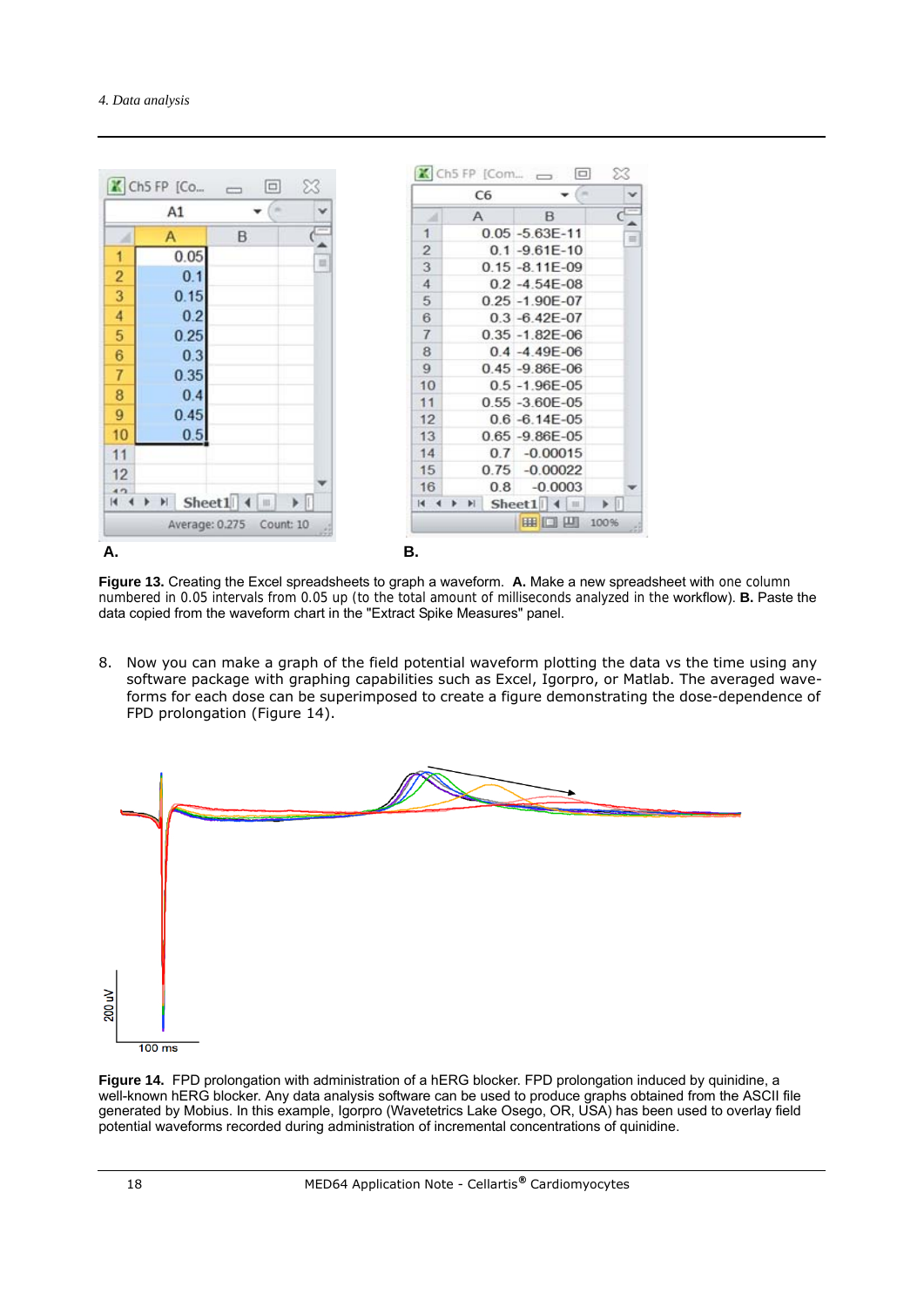**A.**

**B.**

**Figure 13.** Creating the Excel spreadsheets to graph a waveform. **A.** Make a new spreadsheet with one column numbered in 0.05 intervals from 0.05 up (to the total amount of milliseconds analyzed in the workflow). **B.** Paste the data copied from the waveform chart in the "Extract Spike Measures" panel.

8. Now you can make a graph of the field potential waveform plotting the data vs the time using any software package with graphing capabilities such as Excel, Igorpro, or Matlab. The averaged waveforms for each dose can be superimposed to create a figure demonstrating the dose-dependence of FPD prolongation (Figure 14).

**Figure 14.** FPD prolongation with administration of a hERG blocker. FPD prolongation induced by quinidine, a well-known hERG blocker. Any data analysis software can be used to produce graphs obtained from the ASCII file generated by Mobius. In this example, Igorpro (Wavetetrics Lake Osego, OR, USA) has been used to overlay field potential waveforms recorded during administration of incremental concentrations of quinidine.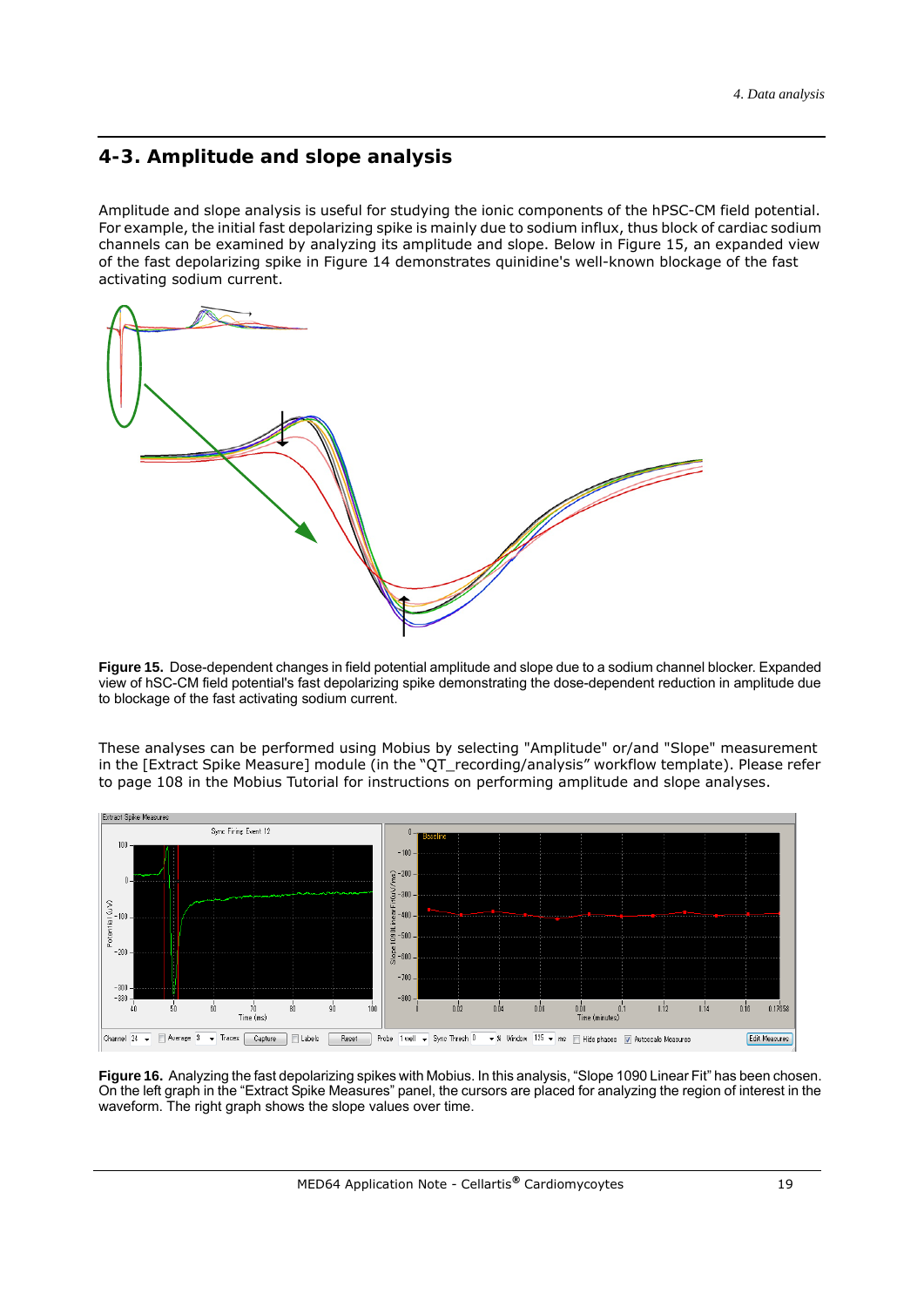## 4-3. Amplitude and slope analysis

Amplitude and slope analysis is useful for studying the ionic components of the hPSC-CM field potential. For example, the initial fast depolarizing spike is mainly due to sodium influx, thus block of cardiac sodium channels can be examined by analyzing its amplitude and slope. Below in Figure 15, an expanded view of the fast depolarizing spike in Figure 14 demonstrates quinidine's well-known blockage of the fast activating sodium current.

**Figure 15.** Dose-dependent changes in field potential amplitude and slope due to a sodium channel blocker. Expanded view of hSC-CM field potential's fast depolarizing spike demonstrating the dose-dependent reduction in amplitude due to blockage of the fast activating sodium current.

These analyses can be performed using Mobius by selecting "Amplitude" or/and "Slope" measurement in the [Extract Spike Measure] module (in the "QT_recording/analysis" workflow template). Please refer to page 108 in the Mobius Tutorial for instructions on performing amplitude and slope analyses.

**Figure 16.** Analyzing the fast depolarizing spikes with Mobius. In this analysis, "Slope 1090 Linear Fit" has been chosen. On the left graph in the "Extract Spike Measures" panel, the cursors are placed for analyzing the region of interest in the waveform. The right graph shows the slope values over time.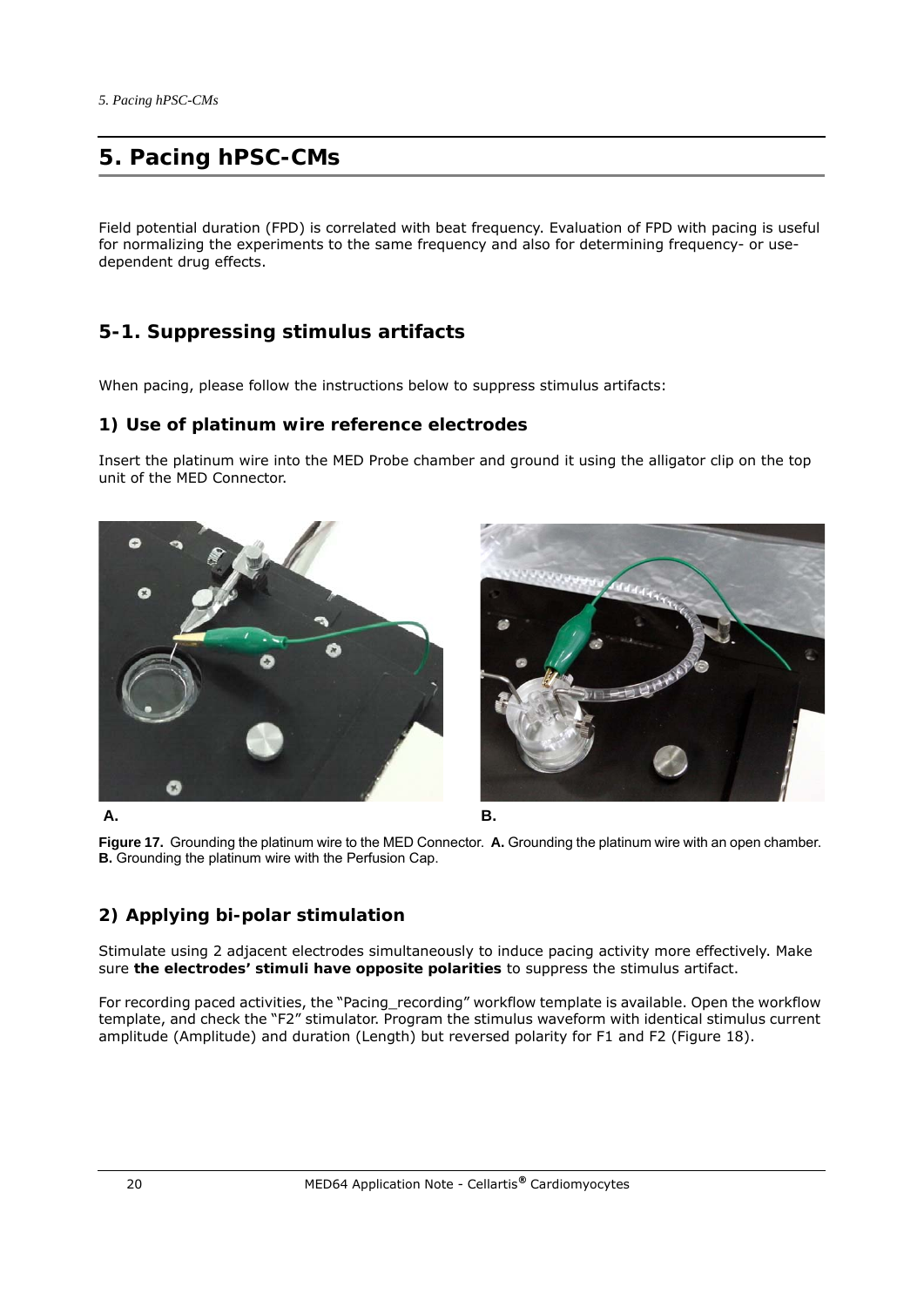# 5. Pacing hPSC-CMs

Field potential duration (FPD) is correlated with beat frequency. Evaluation of FPD with pacing is useful for normalizing the experiments to the same frequency and also for determining frequency- or use-dependent drug effects.

## 5-1. Suppressing stimulus artifacts

When pacing, please follow the instructions below to suppress stimulus artifacts:

### 1) Use of platinum wire reference electrodes

Insert the platinum wire into the MED Probe chamber and ground it using the alligator clip on the top unit of the MED Connector.

**A.** **B.**

**Figure 17.** Grounding the platinum wire to the MED Connector. **A.** Grounding the platinum wire with an open chamber. **B.** Grounding the platinum wire with the Perfusion Cap.

### 2) Applying bi-polar stimulation

Stimulate using 2 adjacent electrodes simultaneously to induce pacing activity more effectively. Make sure **the electrodes' stimuli have opposite polarities** to suppress the stimulus artifact.

For recording paced activities, the "Pacing_recording" workflow template is available. Open the workflow template, and check the "F2" stimulator. Program the stimulus waveform with identical stimulus current amplitude (Amplitude) and duration (Length) but reversed polarity for F1 and F2 (Figure 18).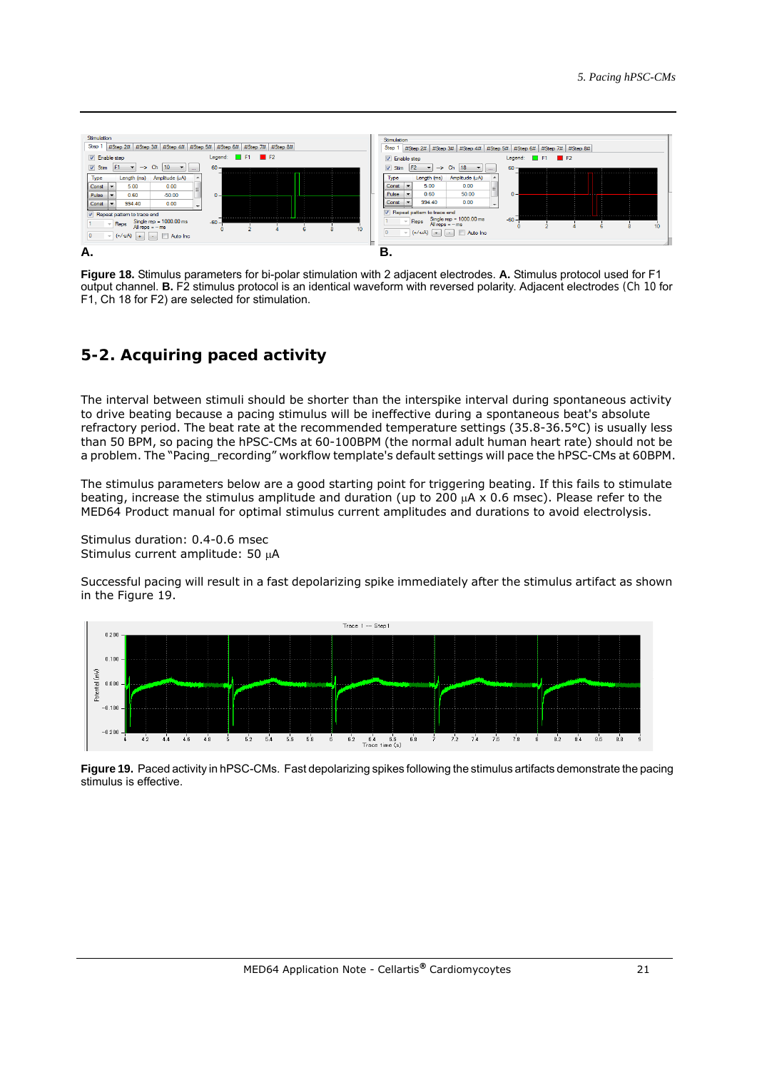**Figure 18.** Stimulus parameters for bi-polar stimulation with 2 adjacent electrodes. **A.** Stimulus protocol used for F1 output channel. **B.** F2 stimulus protocol is an identical waveform with reversed polarity. Adjacent electrodes (Ch 10 for F1, Ch 18 for F2) are selected for stimulation.

## 5-2. Acquiring paced activity

The interval between stimuli should be shorter than the interspike interval during spontaneous activity to drive beating because a pacing stimulus will be ineffective during a spontaneous beat's absolute refractory period. The beat rate at the recommended temperature settings (35.8-36.5°C) is usually less than 50 BPM, so pacing the hPSC-CMs at 60-100BPM (the normal adult human heart rate) should not be a problem. The "Pacing_recording" workflow template's default settings will pace the hPSC-CMs at 60BPM.

The stimulus parameters below are a good starting point for triggering beating. If this fails to stimulate beating, increase the stimulus amplitude and duration (up to 200 μA x 0.6 msec). Please refer to the MED64 Product manual for optimal stimulus current amplitudes and durations to avoid electrolysis.

Stimulus duration: 0.4-0.6 msec
Stimulus current amplitude: 50 μA

Successful pacing will result in a fast depolarizing spike immediately after the stimulus artifact as shown in the Figure 19.

**Figure 19.** Paced activity in hPSC-CMs. Fast depolarizing spikes following the stimulus artifacts demonstrate the pacing stimulus is effective.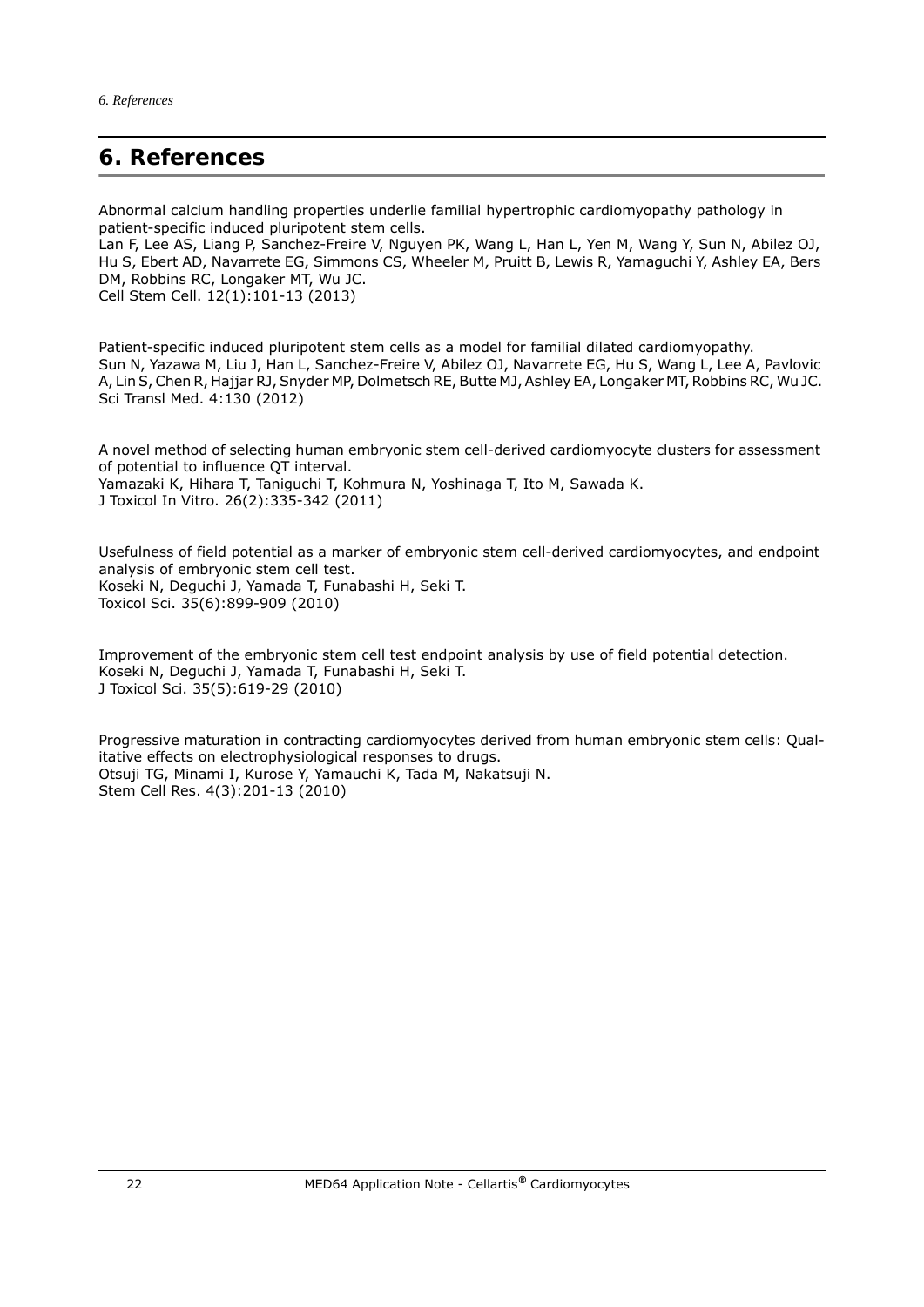# 6. References

Abnormal calcium handling properties underlie familial hypertrophic cardiomyopathy pathology in patient-specific induced pluripotent stem cells.
Lan F, Lee AS, Liang P, Sanchez-Freire V, Nguyen PK, Wang L, Han L, Yen M, Wang Y, Sun N, Abilez OJ, Hu S, Ebert AD, Navarrete EG, Simmons CS, Wheeler M, Pruitt B, Lewis R, Yamaguchi Y, Ashley EA, Bers DM, Robbins RC, Longaker MT, Wu JC.
Cell Stem Cell. 12(1):101-13 (2013)

Patient-specific induced pluripotent stem cells as a model for familial dilated cardiomyopathy.
Sun N, Yazawa M, Liu J, Han L, Sanchez-Freire V, Abilez OJ, Navarrete EG, Hu S, Wang L, Lee A, Pavlovic A, Lin S, Chen R, Hajjar RJ, Snyder MP, Dolmetsch RE, Butte MJ, Ashley EA, Longaker MT, Robbins RC, Wu JC.
Sci Transl Med. 4:130 (2012)

A novel method of selecting human embryonic stem cell-derived cardiomyocyte clusters for assessment of potential to influence QT interval.
Yamazaki K, Hihara T, Taniguchi T, Kohmura N, Yoshinaga T, Ito M, Sawada K.
J Toxicol In Vitro. 26(2):335-342 (2011)

Usefulness of field potential as a marker of embryonic stem cell-derived cardiomyocytes, and endpoint analysis of embryonic stem cell test.
Koseki N, Deguchi J, Yamada T, Funabashi H, Seki T.
Toxicol Sci. 35(6):899-909 (2010)

Improvement of the embryonic stem cell test endpoint analysis by use of field potential detection.
Koseki N, Deguchi J, Yamada T, Funabashi H, Seki T.
J Toxicol Sci. 35(5):619-29 (2010)

Progressive maturation in contracting cardiomyocytes derived from human embryonic stem cells: Qualitative effects on electrophysiological responses to drugs.
Otsuji TG, Minami I, Kurose Y, Yamauchi K, Tada M, Nakatsuji N.
Stem Cell Res. 4(3):201-13 (2010)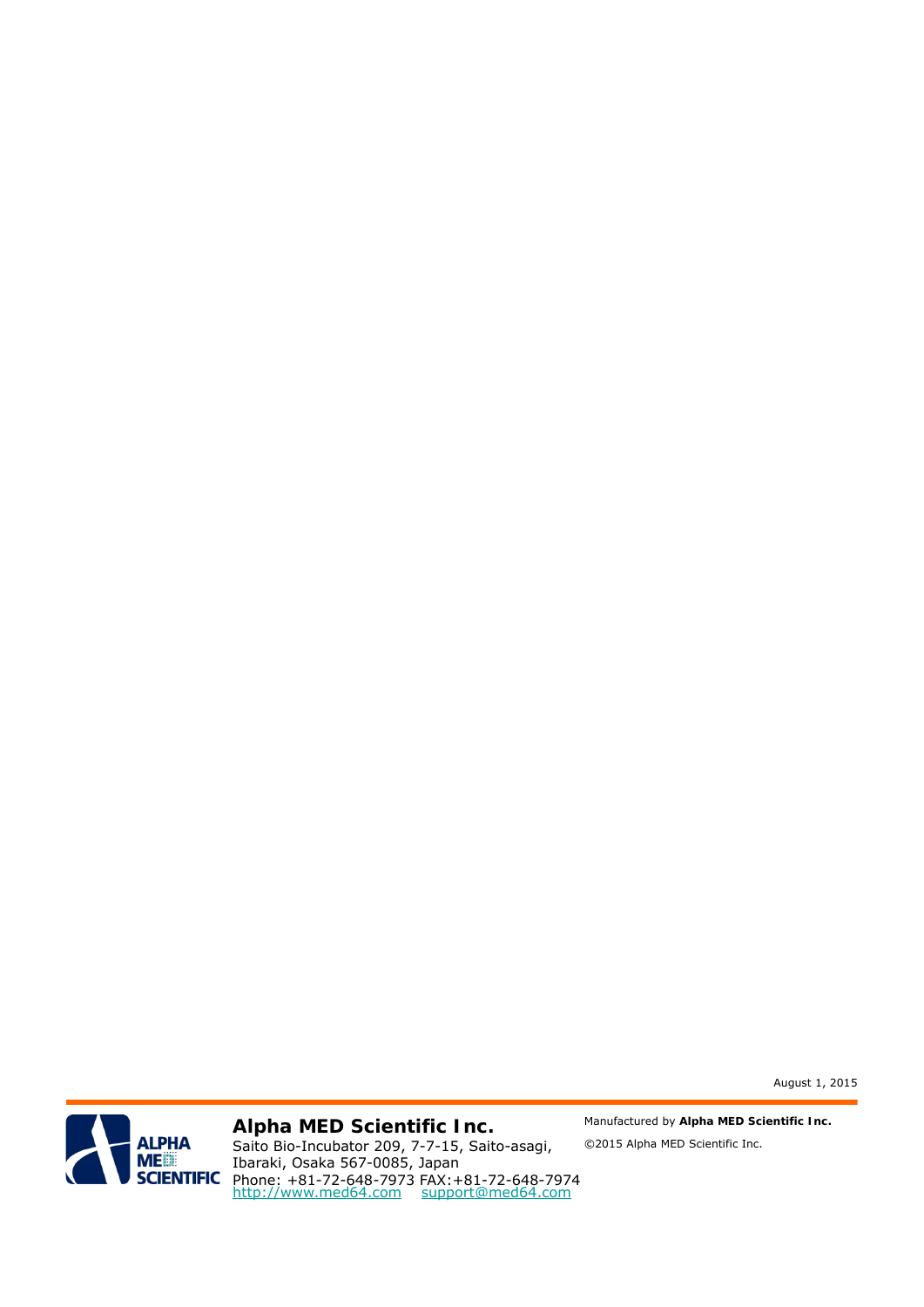August 1, 2015

**Alpha MED Scientific Inc.**
Saito Bio-Incubator 209, 7-7-15, Saito-asagi,
Ibaraki, Osaka 567-0085, Japan
Phone: +81-72-648-7973 FAX:+81-72-648-7974
http://www.med64.com support@med64.com

Manufactured by **Alpha MED Scientific Inc.**

©2015 Alpha MED Scientific Inc.